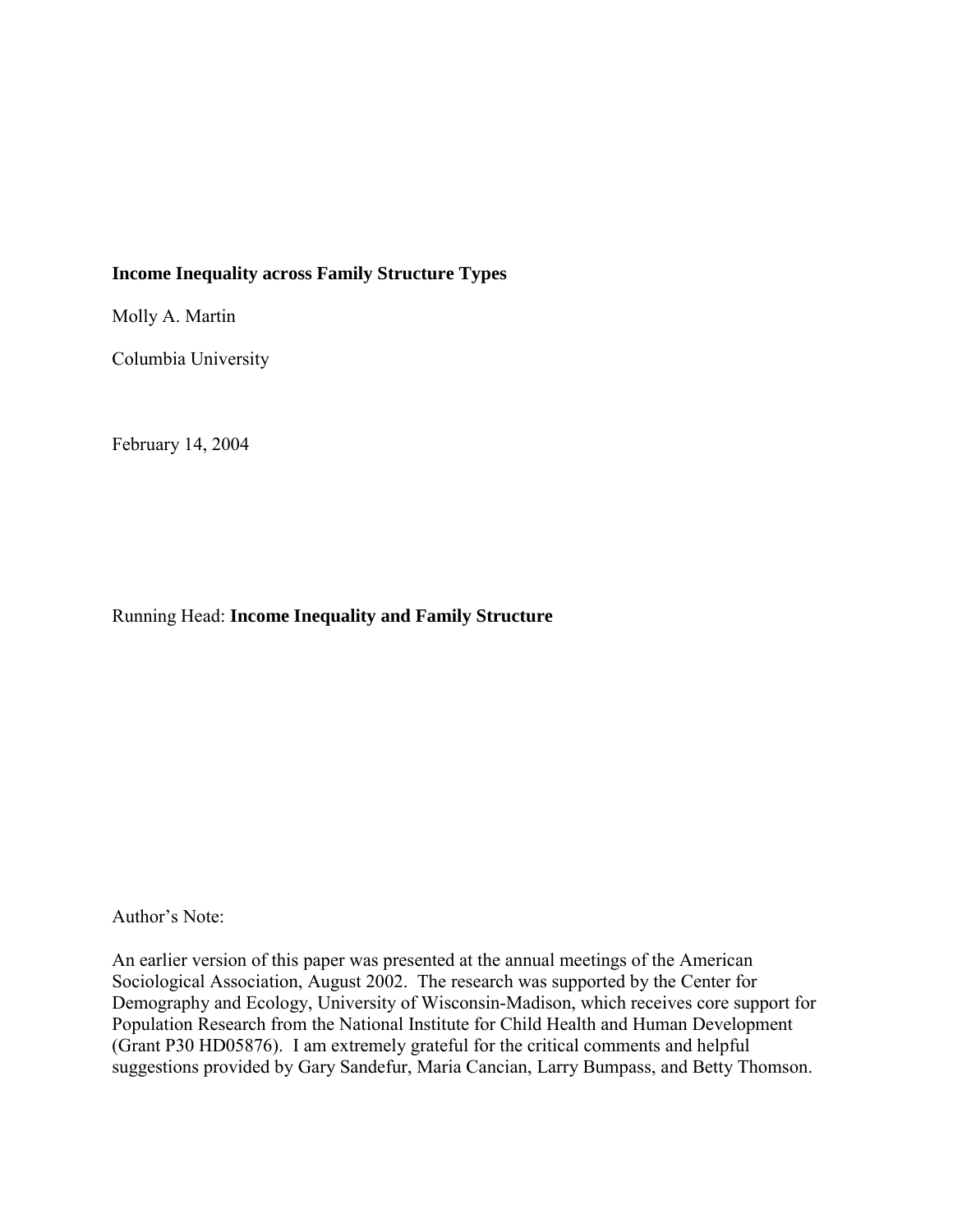**Income Inequality across Family Structure Types**

Molly A. Martin

Columbia University

February 14, 2004

Running Head: **Income Inequality and Family Structure**

Author's Note:

An earlier version of this paper was presented at the annual meetings of the American Sociological Association, August 2002. The research was supported by the Center for Demography and Ecology, University of Wisconsin-Madison, which receives core support for Population Research from the National Institute for Child Health and Human Development (Grant P30 HD05876). I am extremely grateful for the critical comments and helpful suggestions provided by Gary Sandefur, Maria Cancian, Larry Bumpass, and Betty Thomson.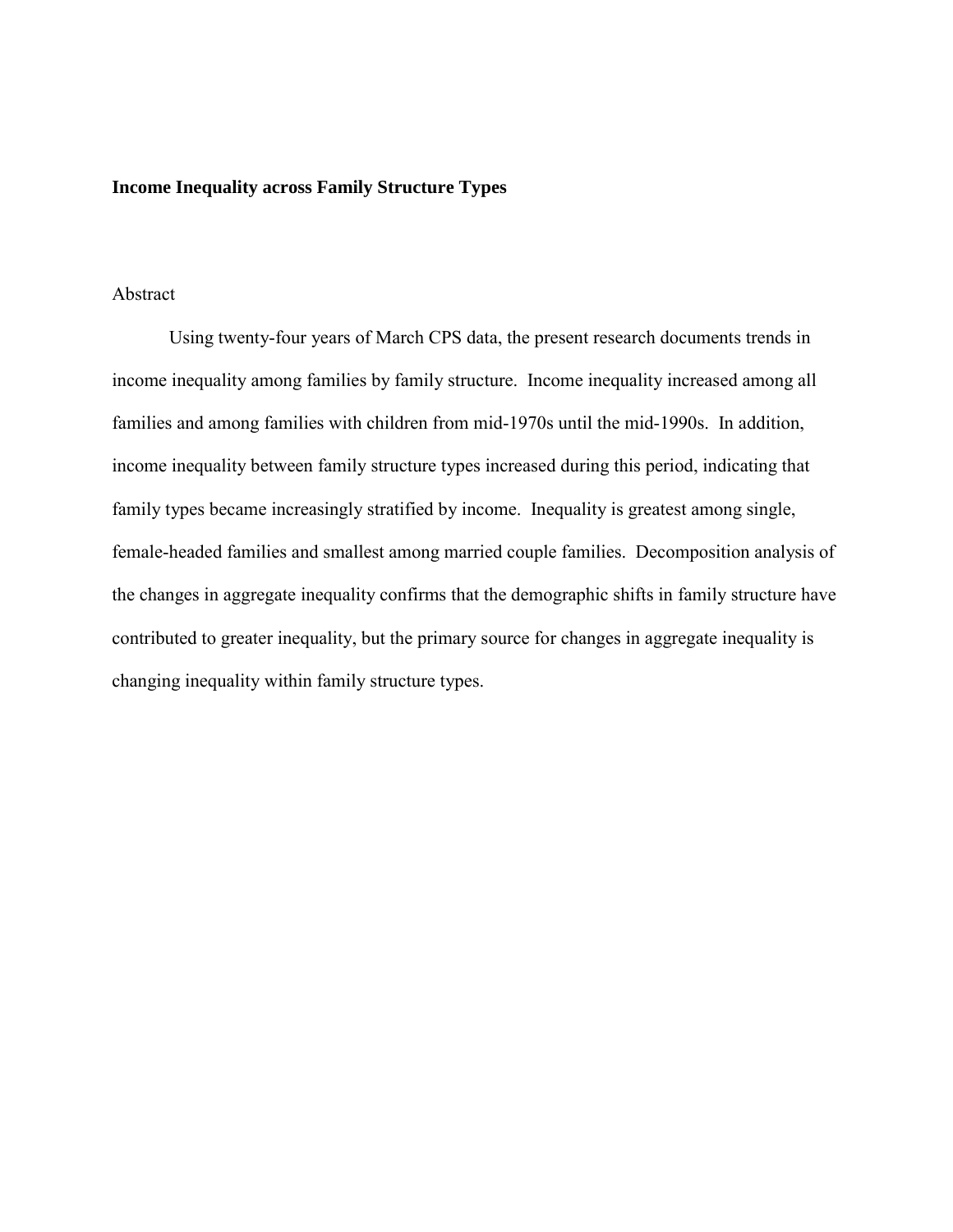**Income Inequality across Family Structure Types**

Abstract

Using twenty-four years of March CPS data, the present research documents trends in income inequality among families by family structure. Income inequality increased among all families and among families with children from mid-1970s until the mid-1990s. In addition, income inequality between family structure types increased during this period, indicating that family types became increasingly stratified by income. Inequality is greatest among single, female-headed families and smallest among married couple families. Decomposition analysis of the changes in aggregate inequality confirms that the demographic shifts in family structure have contributed to greater inequality, but the primary source for changes in aggregate inequality is changing inequality within family structure types.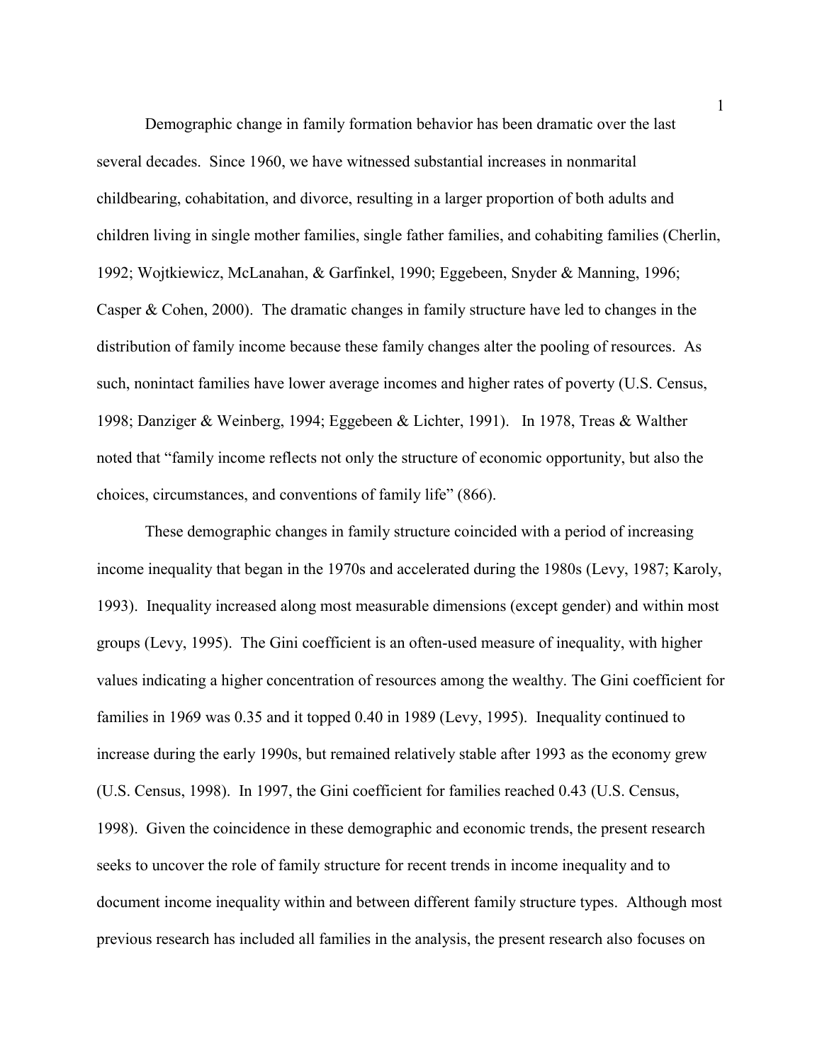Demographic change in family formation behavior has been dramatic over the last several decades. Since 1960, we have witnessed substantial increases in nonmarital childbearing, cohabitation, and divorce, resulting in a larger proportion of both adults and children living in single mother families, single father families, and cohabiting families (Cherlin, 1992; Wojtkiewicz, McLanahan, & Garfinkel, 1990; Eggebeen, Snyder & Manning, 1996; Casper & Cohen, 2000). The dramatic changes in family structure have led to changes in the distribution of family income because these family changes alter the pooling of resources. As such, nonintact families have lower average incomes and higher rates of poverty (U.S. Census, 1998; Danziger & Weinberg, 1994; Eggebeen & Lichter, 1991). In 1978, Treas & Walther noted that "family income reflects not only the structure of economic opportunity, but also the choices, circumstances, and conventions of family life" (866).

These demographic changes in family structure coincided with a period of increasing income inequality that began in the 1970s and accelerated during the 1980s (Levy, 1987; Karoly, 1993). Inequality increased along most measurable dimensions (except gender) and within most groups (Levy, 1995). The Gini coefficient is an often-used measure of inequality, with higher values indicating a higher concentration of resources among the wealthy. The Gini coefficient for families in 1969 was 0.35 and it topped 0.40 in 1989 (Levy, 1995). Inequality continued to increase during the early 1990s, but remained relatively stable after 1993 as the economy grew (U.S. Census, 1998). In 1997, the Gini coefficient for families reached 0.43 (U.S. Census, 1998). Given the coincidence in these demographic and economic trends, the present research seeks to uncover the role of family structure for recent trends in income inequality and to document income inequality within and between different family structure types. Although most previous research has included all families in the analysis, the present research also focuses on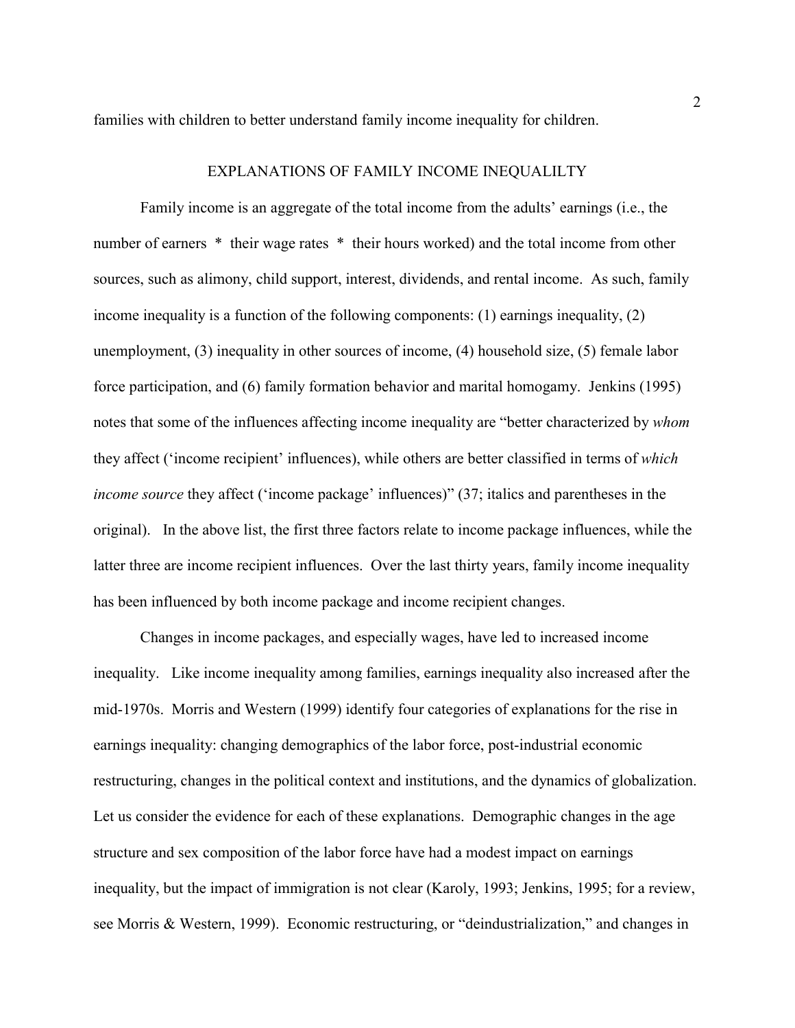families with children to better understand family income inequality for children.

## EXPLANATIONS OF FAMILY INCOME INEQUALILTY

Family income is an aggregate of the total income from the adults' earnings (i.e., the number of earners * their wage rates * their hours worked) and the total income from other sources, such as alimony, child support, interest, dividends, and rental income. As such, family income inequality is a function of the following components: (1) earnings inequality, (2) unemployment, (3) inequality in other sources of income, (4) household size, (5) female labor force participation, and (6) family formation behavior and marital homogamy. Jenkins (1995) notes that some of the influences affecting income inequality are "better characterized by *whom* they affect ('income recipient' influences), while others are better classified in terms of *which income source* they affect ('income package' influences)" (37; italics and parentheses in the original). In the above list, the first three factors relate to income package influences, while the latter three are income recipient influences. Over the last thirty years, family income inequality has been influenced by both income package and income recipient changes.

Changes in income packages, and especially wages, have led to increased income inequality. Like income inequality among families, earnings inequality also increased after the mid-1970s. Morris and Western (1999) identify four categories of explanations for the rise in earnings inequality: changing demographics of the labor force, post-industrial economic restructuring, changes in the political context and institutions, and the dynamics of globalization. Let us consider the evidence for each of these explanations. Demographic changes in the age structure and sex composition of the labor force have had a modest impact on earnings inequality, but the impact of immigration is not clear (Karoly, 1993; Jenkins, 1995; for a review, see Morris & Western, 1999). Economic restructuring, or "deindustrialization," and changes in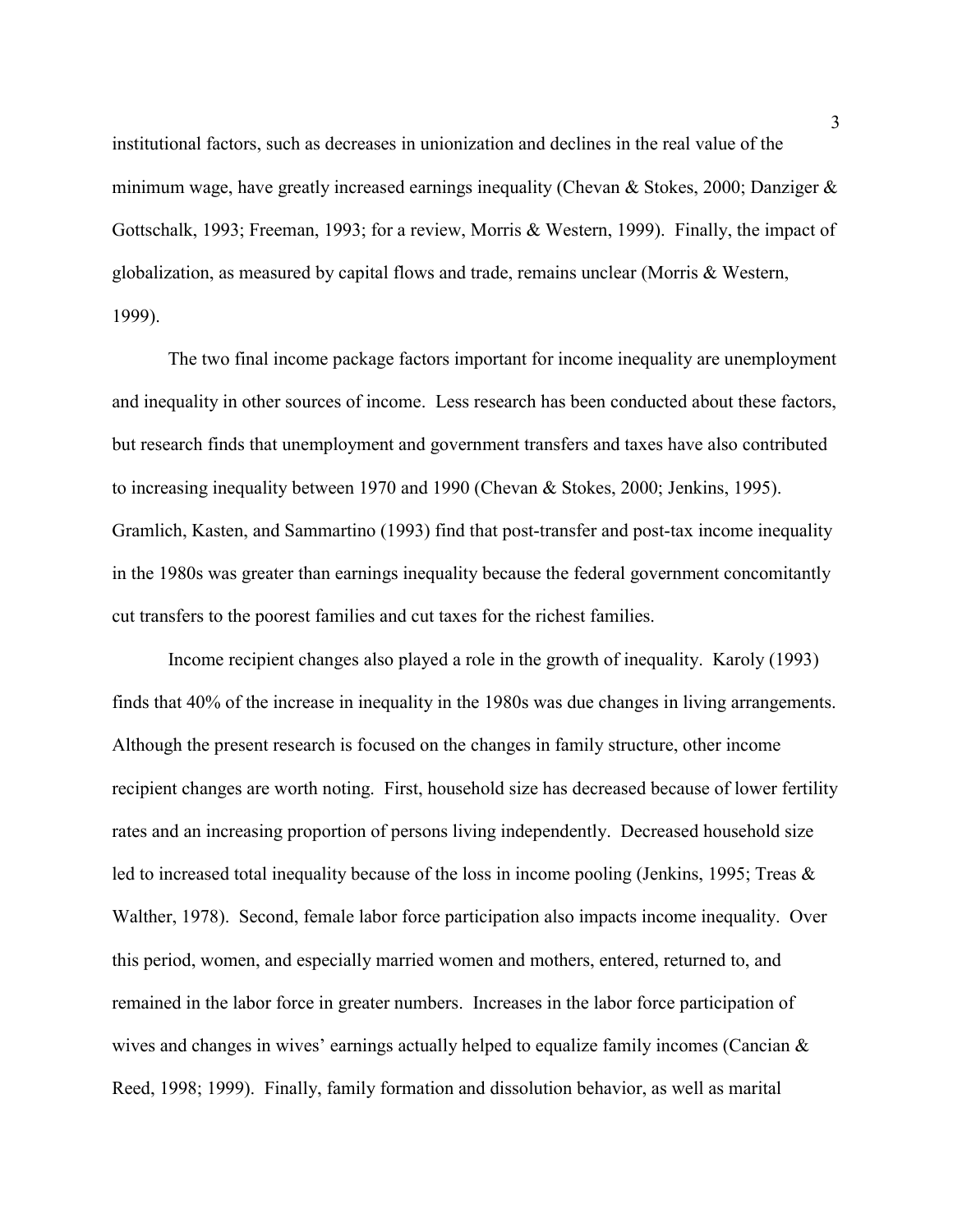institutional factors, such as decreases in unionization and declines in the real value of the minimum wage, have greatly increased earnings inequality (Chevan & Stokes, 2000; Danziger & Gottschalk, 1993; Freeman, 1993; for a review, Morris & Western, 1999). Finally, the impact of globalization, as measured by capital flows and trade, remains unclear (Morris & Western, 1999).

The two final income package factors important for income inequality are unemployment and inequality in other sources of income. Less research has been conducted about these factors, but research finds that unemployment and government transfers and taxes have also contributed to increasing inequality between 1970 and 1990 (Chevan & Stokes, 2000; Jenkins, 1995). Gramlich, Kasten, and Sammartino (1993) find that post-transfer and post-tax income inequality in the 1980s was greater than earnings inequality because the federal government concomitantly cut transfers to the poorest families and cut taxes for the richest families.

Income recipient changes also played a role in the growth of inequality. Karoly (1993) finds that 40% of the increase in inequality in the 1980s was due changes in living arrangements. Although the present research is focused on the changes in family structure, other income recipient changes are worth noting. First, household size has decreased because of lower fertility rates and an increasing proportion of persons living independently. Decreased household size led to increased total inequality because of the loss in income pooling (Jenkins, 1995; Treas & Walther, 1978). Second, female labor force participation also impacts income inequality. Over this period, women, and especially married women and mothers, entered, returned to, and remained in the labor force in greater numbers. Increases in the labor force participation of wives and changes in wives' earnings actually helped to equalize family incomes (Cancian & Reed, 1998; 1999). Finally, family formation and dissolution behavior, as well as marital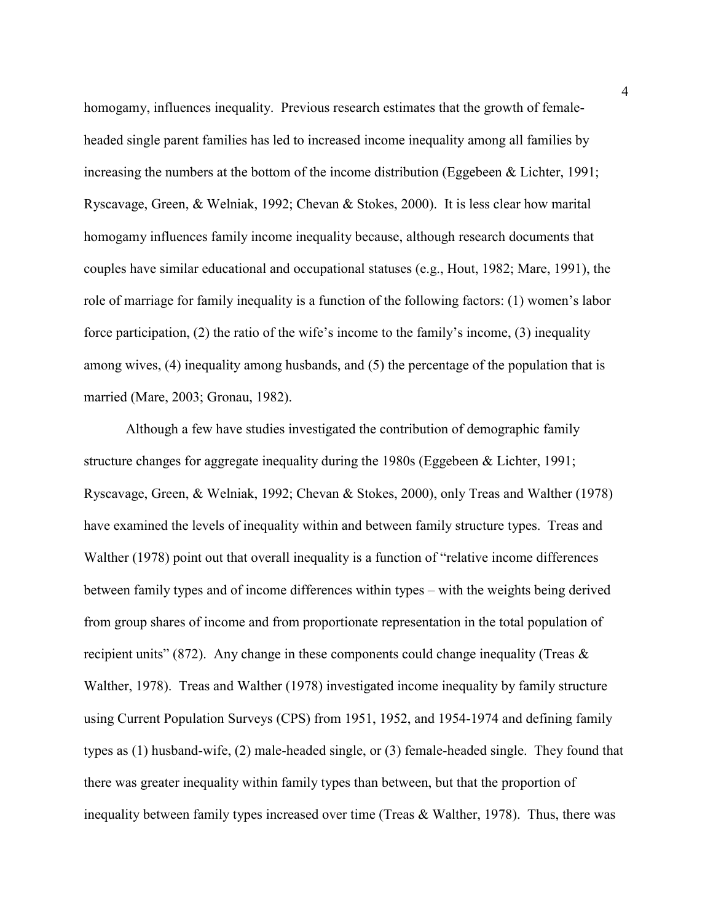homogamy, influences inequality. Previous research estimates that the growth of female-headed single parent families has led to increased income inequality among all families by increasing the numbers at the bottom of the income distribution (Eggebeen & Lichter, 1991; Ryscavage, Green, & Welniak, 1992; Chevan & Stokes, 2000). It is less clear how marital homogamy influences family income inequality because, although research documents that couples have similar educational and occupational statuses (e.g., Hout, 1982; Mare, 1991), the role of marriage for family inequality is a function of the following factors: (1) women's labor force participation, (2) the ratio of the wife's income to the family's income, (3) inequality among wives, (4) inequality among husbands, and (5) the percentage of the population that is married (Mare, 2003; Gronau, 1982).

Although a few have studies investigated the contribution of demographic family structure changes for aggregate inequality during the 1980s (Eggebeen & Lichter, 1991; Ryscavage, Green, & Welniak, 1992; Chevan & Stokes, 2000), only Treas and Walther (1978) have examined the levels of inequality within and between family structure types. Treas and Walther (1978) point out that overall inequality is a function of "relative income differences between family types and of income differences within types – with the weights being derived from group shares of income and from proportionate representation in the total population of recipient units" (872). Any change in these components could change inequality (Treas & Walther, 1978). Treas and Walther (1978) investigated income inequality by family structure using Current Population Surveys (CPS) from 1951, 1952, and 1954-1974 and defining family types as (1) husband-wife, (2) male-headed single, or (3) female-headed single. They found that there was greater inequality within family types than between, but that the proportion of inequality between family types increased over time (Treas & Walther, 1978). Thus, there was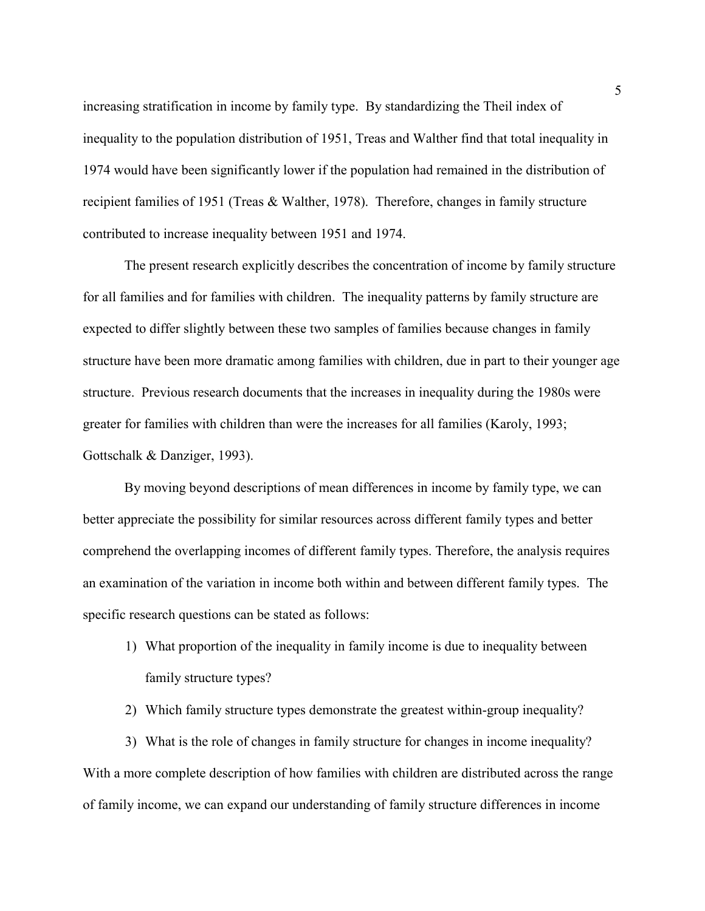increasing stratification in income by family type. By standardizing the Theil index of inequality to the population distribution of 1951, Treas and Walther find that total inequality in 1974 would have been significantly lower if the population had remained in the distribution of recipient families of 1951 (Treas & Walther, 1978). Therefore, changes in family structure contributed to increase inequality between 1951 and 1974.

The present research explicitly describes the concentration of income by family structure for all families and for families with children. The inequality patterns by family structure are expected to differ slightly between these two samples of families because changes in family structure have been more dramatic among families with children, due in part to their younger age structure. Previous research documents that the increases in inequality during the 1980s were greater for families with children than were the increases for all families (Karoly, 1993; Gottschalk & Danziger, 1993).

By moving beyond descriptions of mean differences in income by family type, we can better appreciate the possibility for similar resources across different family types and better comprehend the overlapping incomes of different family types. Therefore, the analysis requires an examination of the variation in income both within and between different family types. The specific research questions can be stated as follows:

1) What proportion of the inequality in family income is due to inequality between family structure types?
2) Which family structure types demonstrate the greatest within-group inequality?
3) What is the role of changes in family structure for changes in income inequality?

With a more complete description of how families with children are distributed across the range of family income, we can expand our understanding of family structure differences in income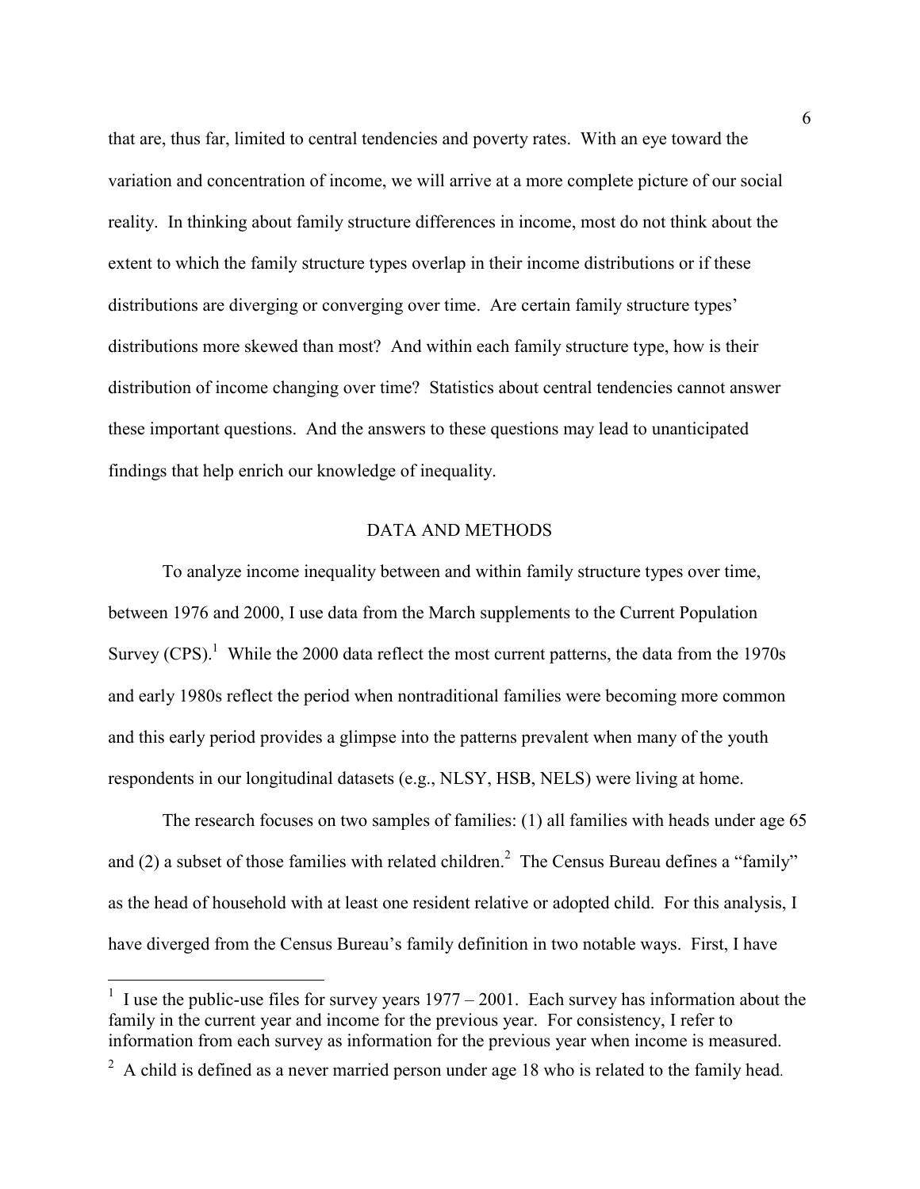that are, thus far, limited to central tendencies and poverty rates. With an eye toward the variation and concentration of income, we will arrive at a more complete picture of our social reality. In thinking about family structure differences in income, most do not think about the extent to which the family structure types overlap in their income distributions or if these distributions are diverging or converging over time. Are certain family structure types' distributions more skewed than most? And within each family structure type, how is their distribution of income changing over time? Statistics about central tendencies cannot answer these important questions. And the answers to these questions may lead to unanticipated findings that help enrich our knowledge of inequality.

## DATA AND METHODS

To analyze income inequality between and within family structure types over time, between 1976 and 2000, I use data from the March supplements to the Current Population Survey (CPS).[1] While the 2000 data reflect the most current patterns, the data from the 1970s and early 1980s reflect the period when nontraditional families were becoming more common and this early period provides a glimpse into the patterns prevalent when many of the youth respondents in our longitudinal datasets (e.g., NLSY, HSB, NELS) were living at home.

The research focuses on two samples of families: (1) all families with heads under age 65 and (2) a subset of those families with related children.[2] The Census Bureau defines a "family" as the head of household with at least one resident relative or adopted child. For this analysis, I have diverged from the Census Bureau's family definition in two notable ways. First, I have

---

[1] I use the public-use files for survey years 1977 – 2001. Each survey has information about the family in the current year and income for the previous year. For consistency, I refer to information from each survey as information for the previous year when income is measured.

[2] A child is defined as a never married person under age 18 who is related to the family head.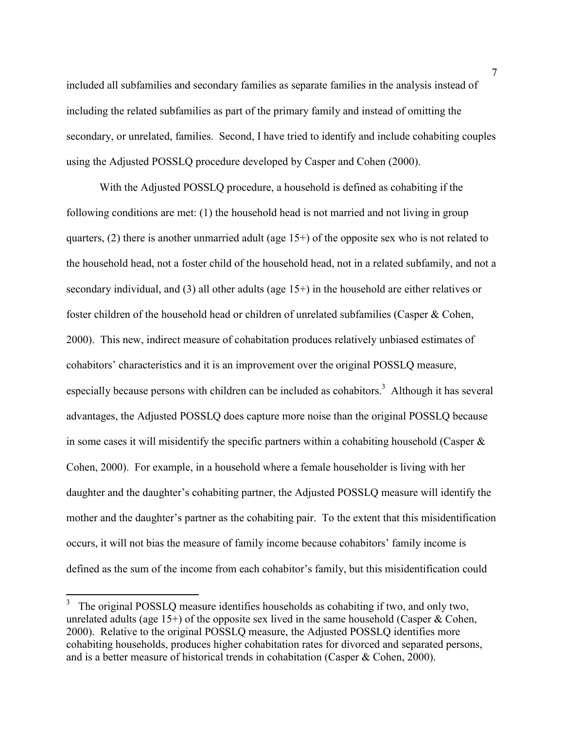included all subfamilies and secondary families as separate families in the analysis instead of including the related subfamilies as part of the primary family and instead of omitting the secondary, or unrelated, families. Second, I have tried to identify and include cohabiting couples using the Adjusted POSSLQ procedure developed by Casper and Cohen (2000).

With the Adjusted POSSLQ procedure, a household is defined as cohabiting if the following conditions are met: (1) the household head is not married and not living in group quarters, (2) there is another unmarried adult (age 15+) of the opposite sex who is not related to the household head, not a foster child of the household head, not in a related subfamily, and not a secondary individual, and (3) all other adults (age 15+) in the household are either relatives or foster children of the household head or children of unrelated subfamilies (Casper & Cohen, 2000). This new, indirect measure of cohabitation produces relatively unbiased estimates of cohabitors' characteristics and it is an improvement over the original POSSLQ measure, especially because persons with children can be included as cohabitors.[3] Although it has several advantages, the Adjusted POSSLQ does capture more noise than the original POSSLQ because in some cases it will misidentify the specific partners within a cohabiting household (Casper & Cohen, 2000). For example, in a household where a female householder is living with her daughter and the daughter's cohabiting partner, the Adjusted POSSLQ measure will identify the mother and the daughter's partner as the cohabiting pair. To the extent that this misidentification occurs, it will not bias the measure of family income because cohabitors' family income is defined as the sum of the income from each cohabitor's family, but this misidentification could

[3] The original POSSLQ measure identifies households as cohabiting if two, and only two, unrelated adults (age 15+) of the opposite sex lived in the same household (Casper & Cohen, 2000). Relative to the original POSSLQ measure, the Adjusted POSSLQ identifies more cohabiting households, produces higher cohabitation rates for divorced and separated persons, and is a better measure of historical trends in cohabitation (Casper & Cohen, 2000).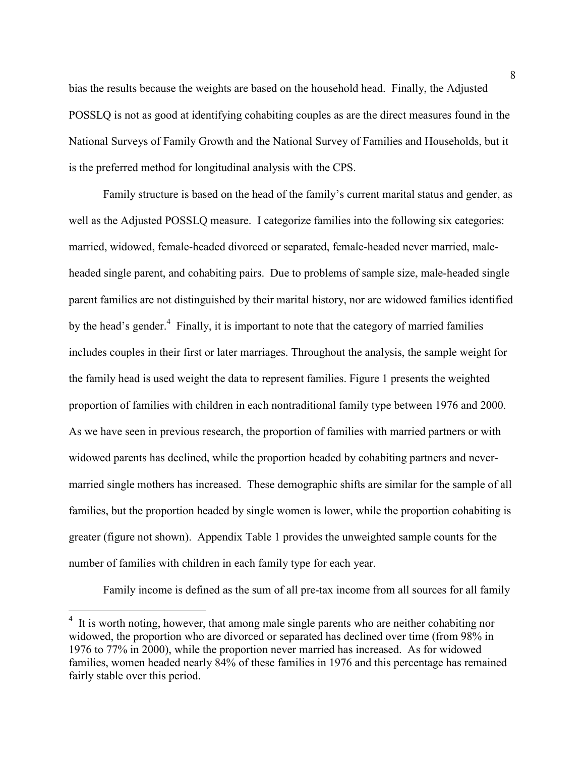bias the results because the weights are based on the household head. Finally, the Adjusted POSSLQ is not as good at identifying cohabiting couples as are the direct measures found in the National Surveys of Family Growth and the National Survey of Families and Households, but it is the preferred method for longitudinal analysis with the CPS.

Family structure is based on the head of the family's current marital status and gender, as well as the Adjusted POSSLQ measure. I categorize families into the following six categories: married, widowed, female-headed divorced or separated, female-headed never married, male-headed single parent, and cohabiting pairs. Due to problems of sample size, male-headed single parent families are not distinguished by their marital history, nor are widowed families identified by the head's gender.[4] Finally, it is important to note that the category of married families includes couples in their first or later marriages. Throughout the analysis, the sample weight for the family head is used weight the data to represent families. Figure 1 presents the weighted proportion of families with children in each nontraditional family type between 1976 and 2000. As we have seen in previous research, the proportion of families with married partners or with widowed parents has declined, while the proportion headed by cohabiting partners and never-married single mothers has increased. These demographic shifts are similar for the sample of all families, but the proportion headed by single women is lower, while the proportion cohabiting is greater (figure not shown). Appendix Table 1 provides the unweighted sample counts for the number of families with children in each family type for each year.

Family income is defined as the sum of all pre-tax income from all sources for all family

[4] It is worth noting, however, that among male single parents who are neither cohabiting nor widowed, the proportion who are divorced or separated has declined over time (from 98% in 1976 to 77% in 2000), while the proportion never married has increased. As for widowed families, women headed nearly 84% of these families in 1976 and this percentage has remained fairly stable over this period.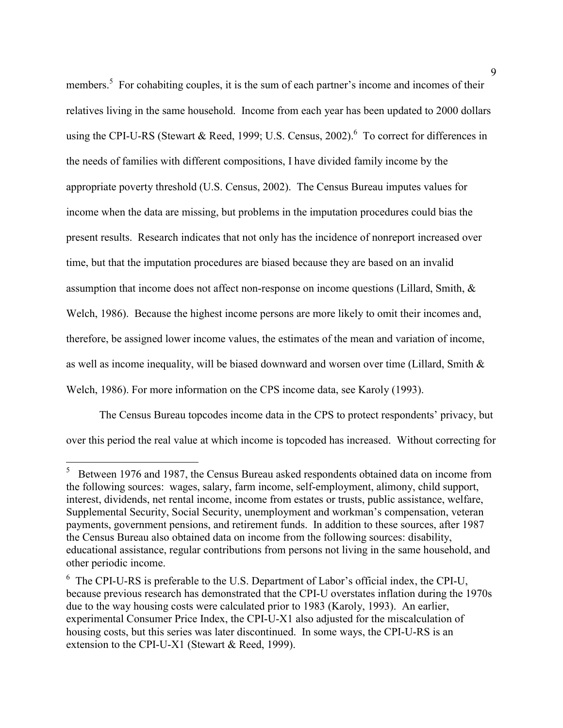members.[5] For cohabiting couples, it is the sum of each partner's income and incomes of their relatives living in the same household. Income from each year has been updated to 2000 dollars using the CPI-U-RS (Stewart & Reed, 1999; U.S. Census, 2002).[6] To correct for differences in the needs of families with different compositions, I have divided family income by the appropriate poverty threshold (U.S. Census, 2002). The Census Bureau imputes values for income when the data are missing, but problems in the imputation procedures could bias the present results. Research indicates that not only has the incidence of nonreport increased over time, but that the imputation procedures are biased because they are based on an invalid assumption that income does not affect non-response on income questions (Lillard, Smith, & Welch, 1986). Because the highest income persons are more likely to omit their incomes and, therefore, be assigned lower income values, the estimates of the mean and variation of income, as well as income inequality, will be biased downward and worsen over time (Lillard, Smith & Welch, 1986). For more information on the CPS income data, see Karoly (1993).

The Census Bureau topcodes income data in the CPS to protect respondents' privacy, but over this period the real value at which income is topcoded has increased. Without correcting for

---

[5] Between 1976 and 1987, the Census Bureau asked respondents obtained data on income from the following sources: wages, salary, farm income, self-employment, alimony, child support, interest, dividends, net rental income, income from estates or trusts, public assistance, welfare, Supplemental Security, Social Security, unemployment and workman's compensation, veteran payments, government pensions, and retirement funds. In addition to these sources, after 1987 the Census Bureau also obtained data on income from the following sources: disability, educational assistance, regular contributions from persons not living in the same household, and other periodic income.

[6] The CPI-U-RS is preferable to the U.S. Department of Labor's official index, the CPI-U, because previous research has demonstrated that the CPI-U overstates inflation during the 1970s due to the way housing costs were calculated prior to 1983 (Karoly, 1993). An earlier, experimental Consumer Price Index, the CPI-U-X1 also adjusted for the miscalculation of housing costs, but this series was later discontinued. In some ways, the CPI-U-RS is an extension to the CPI-U-X1 (Stewart & Reed, 1999).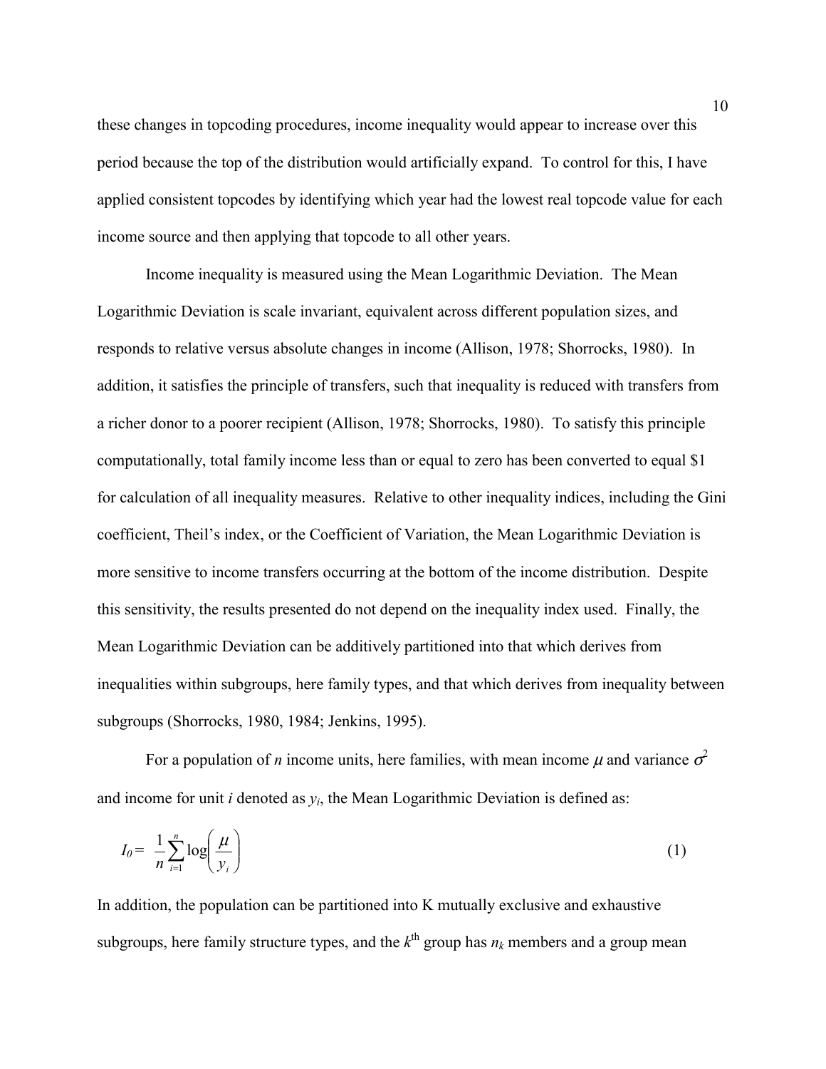these changes in topcoding procedures, income inequality would appear to increase over this period because the top of the distribution would artificially expand. To control for this, I have applied consistent topcodes by identifying which year had the lowest real topcode value for each income source and then applying that topcode to all other years.

Income inequality is measured using the Mean Logarithmic Deviation. The Mean Logarithmic Deviation is scale invariant, equivalent across different population sizes, and responds to relative versus absolute changes in income (Allison, 1978; Shorrocks, 1980). In addition, it satisfies the principle of transfers, such that inequality is reduced with transfers from a richer donor to a poorer recipient (Allison, 1978; Shorrocks, 1980). To satisfy this principle computationally, total family income less than or equal to zero has been converted to equal $1 for calculation of all inequality measures. Relative to other inequality indices, including the Gini coefficient, Theil's index, or the Coefficient of Variation, the Mean Logarithmic Deviation is more sensitive to income transfers occurring at the bottom of the income distribution. Despite this sensitivity, the results presented do not depend on the inequality index used. Finally, the Mean Logarithmic Deviation can be additively partitioned into that which derives from inequalities within subgroups, here family types, and that which derives from inequality between subgroups (Shorrocks, 1980, 1984; Jenkins, 1995).

For a population of $n$ income units, here families, with mean income $\mu$ and variance $\sigma^2$ and income for unit $i$ denoted as $y_i$, the Mean Logarithmic Deviation is defined as:

$$I_0 = \frac{1}{n}\sum_{i=1}^{n}\log\left(\frac{\mu}{y_i}\right) \tag{1}$$

In addition, the population can be partitioned into K mutually exclusive and exhaustive subgroups, here family structure types, and the $k^{\text{th}}$ group has $n_k$ members and a group mean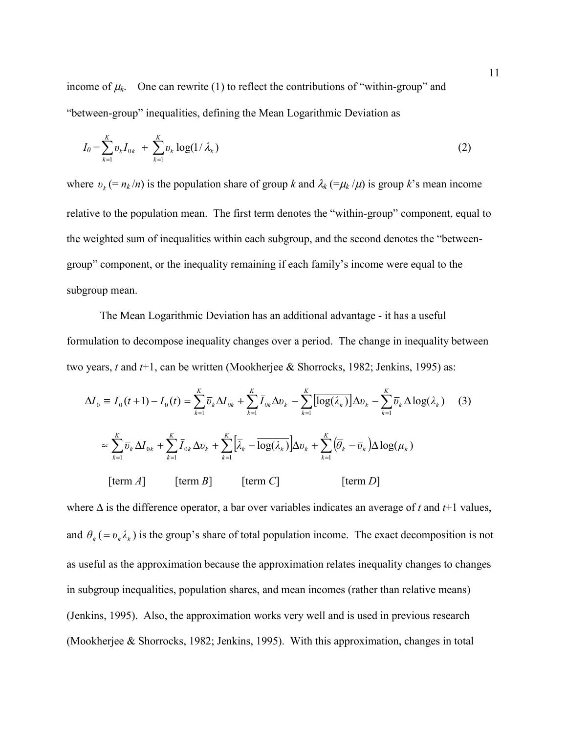income of $\mu_k$. One can rewrite (1) to reflect the contributions of "within-group" and "between-group" inequalities, defining the Mean Logarithmic Deviation as

$$I_0 = \sum_{k=1}^{K} \upsilon_k I_{0k} + \sum_{k=1}^{K} \upsilon_k \log(1/\lambda_k) \tag{2}$$

where $\upsilon_k$ (= $n_k/n$) is the population share of group $k$ and $\lambda_k$ (=$\mu_k/\mu$) is group $k$'s mean income relative to the population mean. The first term denotes the "within-group" component, equal to the weighted sum of inequalities within each subgroup, and the second denotes the "between-group" component, or the inequality remaining if each family's income were equal to the subgroup mean.

The Mean Logarithmic Deviation has an additional advantage - it has a useful formulation to decompose inequality changes over a period. The change in inequality between two years, $t$ and $t$+1, can be written (Mookherjee & Shorrocks, 1982; Jenkins, 1995) as:

$$\Delta I_0 \equiv I_0(t+1) - I_0(t) = \sum_{k=1}^{K} \bar{\upsilon}_k \Delta I_{0k} + \sum_{k=1}^{K} \bar{I}_{0k} \Delta\upsilon_k - \sum_{k=1}^{K} \left[\overline{\log(\lambda_k)}\right] \Delta\upsilon_k - \sum_{k=1}^{K} \bar{\upsilon}_k \Delta \log(\lambda_k) \tag{3}$$

$$\approx \sum_{k=1}^{K} \bar{\upsilon}_k \Delta I_{0k} + \sum_{k=1}^{K} \bar{I}_{0k} \Delta\upsilon_k + \sum_{k=1}^{K} \left[\bar{\lambda}_k - \overline{\log(\lambda_k)}\right] \Delta\upsilon_k + \sum_{k=1}^{K} \left(\bar{\theta}_k - \bar{\upsilon}_k\right) \Delta \log(\mu_k)$$

[term $A$] [term $B$] [term $C$] [term $D$]

where $\Delta$ is the difference operator, a bar over variables indicates an average of $t$ and $t$+1 values, and $\theta_k$ $(= \upsilon_k \lambda_k)$ is the group's share of total population income. The exact decomposition is not as useful as the approximation because the approximation relates inequality changes to changes in subgroup inequalities, population shares, and mean incomes (rather than relative means) (Jenkins, 1995). Also, the approximation works very well and is used in previous research (Mookherjee & Shorrocks, 1982; Jenkins, 1995). With this approximation, changes in total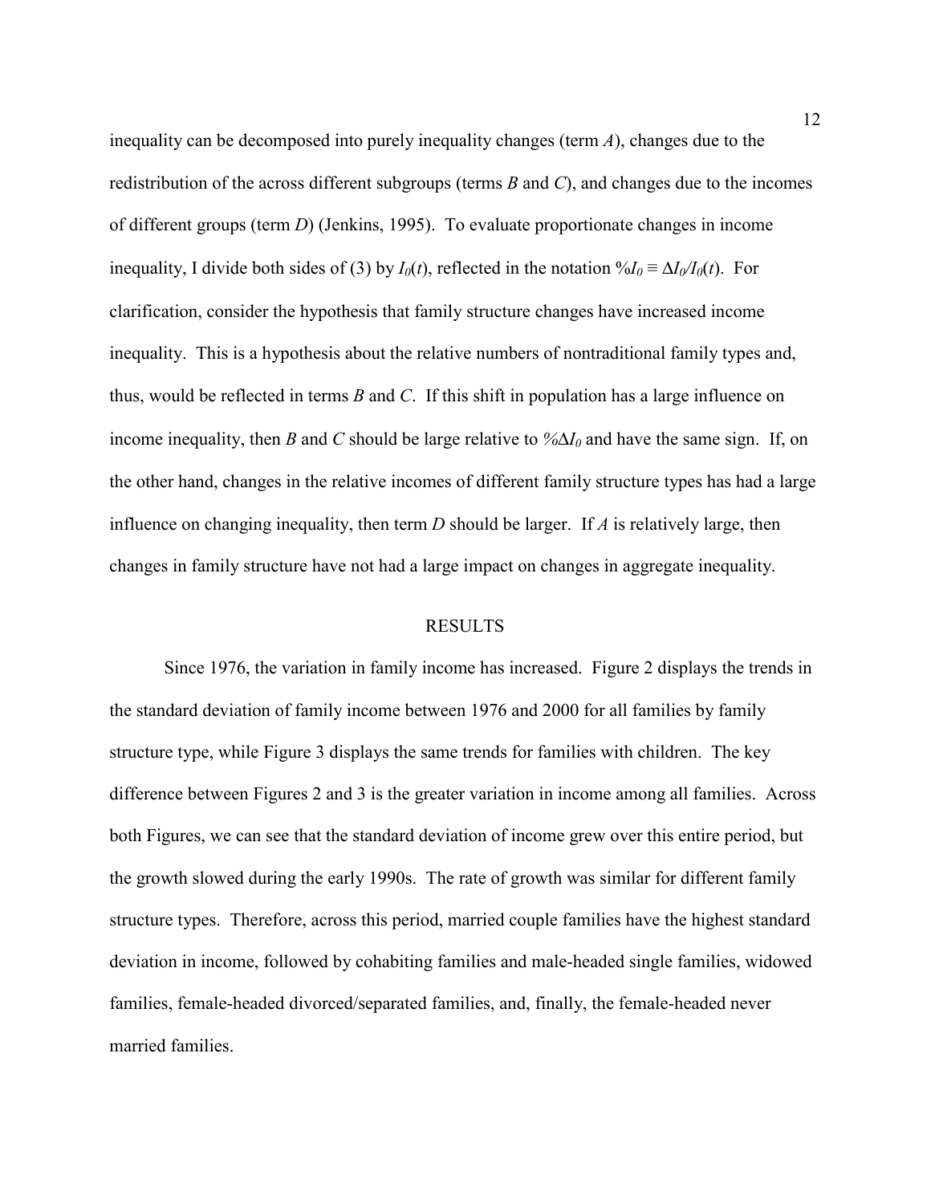inequality can be decomposed into purely inequality changes (term *A*), changes due to the redistribution of the across different subgroups (terms *B* and *C*), and changes due to the incomes of different groups (term *D*) (Jenkins, 1995). To evaluate proportionate changes in income inequality, I divide both sides of (3) by $I_0(t)$, reflected in the notation $\%I_0 \equiv \Delta I_0/I_0(t)$. For clarification, consider the hypothesis that family structure changes have increased income inequality. This is a hypothesis about the relative numbers of nontraditional family types and, thus, would be reflected in terms *B* and *C*. If this shift in population has a large influence on income inequality, then *B* and *C* should be large relative to $\%\Delta I_0$ and have the same sign. If, on the other hand, changes in the relative incomes of different family structure types has had a large influence on changing inequality, then term *D* should be larger. If *A* is relatively large, then changes in family structure have not had a large impact on changes in aggregate inequality.

## RESULTS

Since 1976, the variation in family income has increased. Figure 2 displays the trends in the standard deviation of family income between 1976 and 2000 for all families by family structure type, while Figure 3 displays the same trends for families with children. The key difference between Figures 2 and 3 is the greater variation in income among all families. Across both Figures, we can see that the standard deviation of income grew over this entire period, but the growth slowed during the early 1990s. The rate of growth was similar for different family structure types. Therefore, across this period, married couple families have the highest standard deviation in income, followed by cohabiting families and male-headed single families, widowed families, female-headed divorced/separated families, and, finally, the female-headed never married families.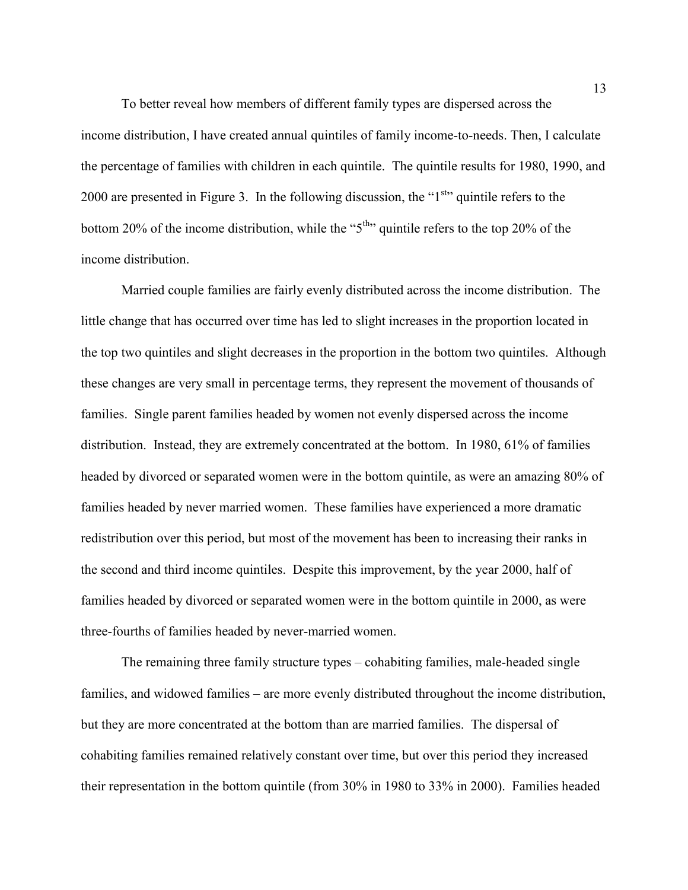To better reveal how members of different family types are dispersed across the income distribution, I have created annual quintiles of family income-to-needs. Then, I calculate the percentage of families with children in each quintile. The quintile results for 1980, 1990, and 2000 are presented in Figure 3. In the following discussion, the "1st" quintile refers to the bottom 20% of the income distribution, while the "5th" quintile refers to the top 20% of the income distribution.

Married couple families are fairly evenly distributed across the income distribution. The little change that has occurred over time has led to slight increases in the proportion located in the top two quintiles and slight decreases in the proportion in the bottom two quintiles. Although these changes are very small in percentage terms, they represent the movement of thousands of families. Single parent families headed by women not evenly dispersed across the income distribution. Instead, they are extremely concentrated at the bottom. In 1980, 61% of families headed by divorced or separated women were in the bottom quintile, as were an amazing 80% of families headed by never married women. These families have experienced a more dramatic redistribution over this period, but most of the movement has been to increasing their ranks in the second and third income quintiles. Despite this improvement, by the year 2000, half of families headed by divorced or separated women were in the bottom quintile in 2000, as were three-fourths of families headed by never-married women.

The remaining three family structure types – cohabiting families, male-headed single families, and widowed families – are more evenly distributed throughout the income distribution, but they are more concentrated at the bottom than are married families. The dispersal of cohabiting families remained relatively constant over time, but over this period they increased their representation in the bottom quintile (from 30% in 1980 to 33% in 2000). Families headed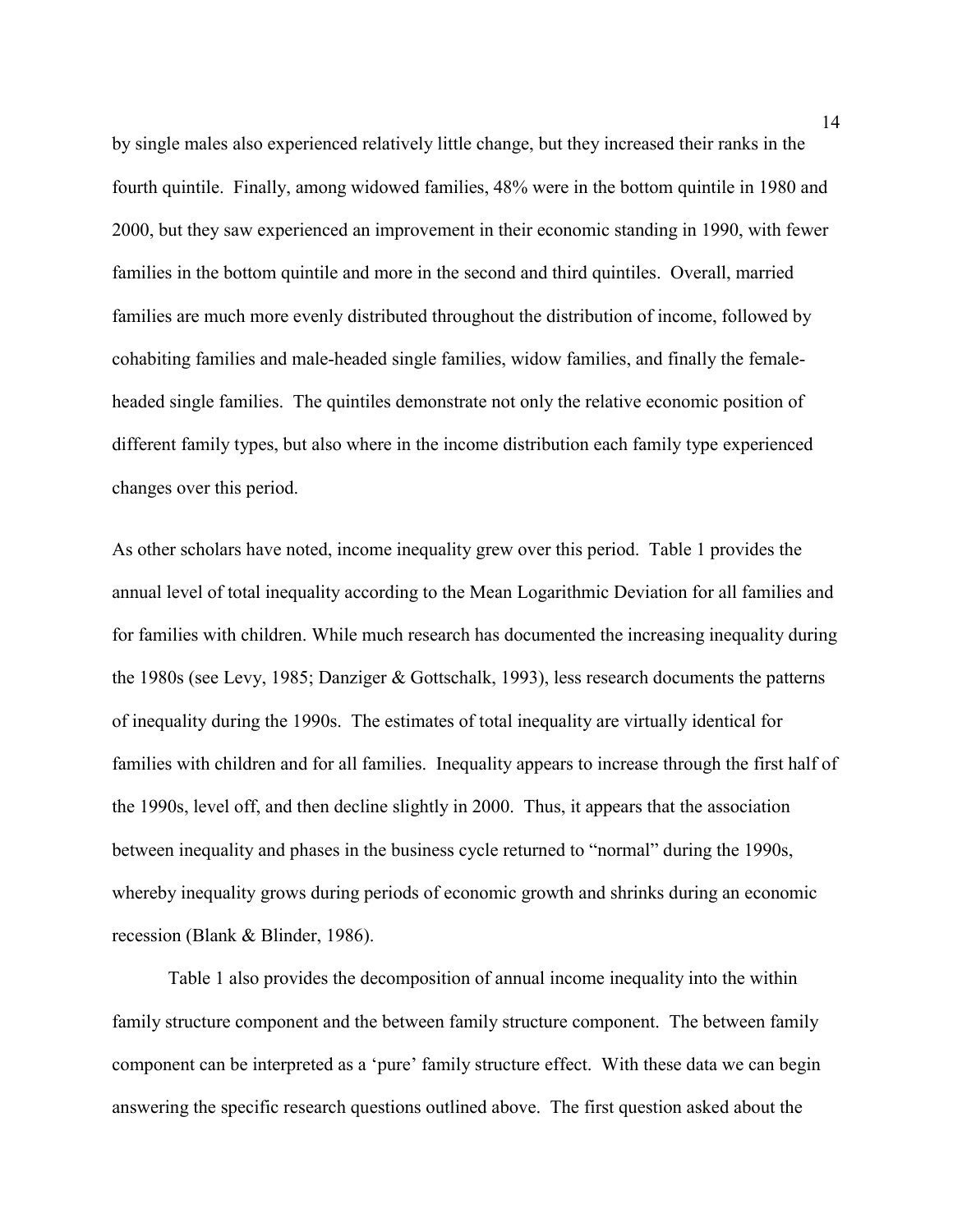by single males also experienced relatively little change, but they increased their ranks in the fourth quintile. Finally, among widowed families, 48% were in the bottom quintile in 1980 and 2000, but they saw experienced an improvement in their economic standing in 1990, with fewer families in the bottom quintile and more in the second and third quintiles. Overall, married families are much more evenly distributed throughout the distribution of income, followed by cohabiting families and male-headed single families, widow families, and finally the female-headed single families. The quintiles demonstrate not only the relative economic position of different family types, but also where in the income distribution each family type experienced changes over this period.

As other scholars have noted, income inequality grew over this period. Table 1 provides the annual level of total inequality according to the Mean Logarithmic Deviation for all families and for families with children. While much research has documented the increasing inequality during the 1980s (see Levy, 1985; Danziger & Gottschalk, 1993), less research documents the patterns of inequality during the 1990s. The estimates of total inequality are virtually identical for families with children and for all families. Inequality appears to increase through the first half of the 1990s, level off, and then decline slightly in 2000. Thus, it appears that the association between inequality and phases in the business cycle returned to "normal" during the 1990s, whereby inequality grows during periods of economic growth and shrinks during an economic recession (Blank & Blinder, 1986).

Table 1 also provides the decomposition of annual income inequality into the within family structure component and the between family structure component. The between family component can be interpreted as a 'pure' family structure effect. With these data we can begin answering the specific research questions outlined above. The first question asked about the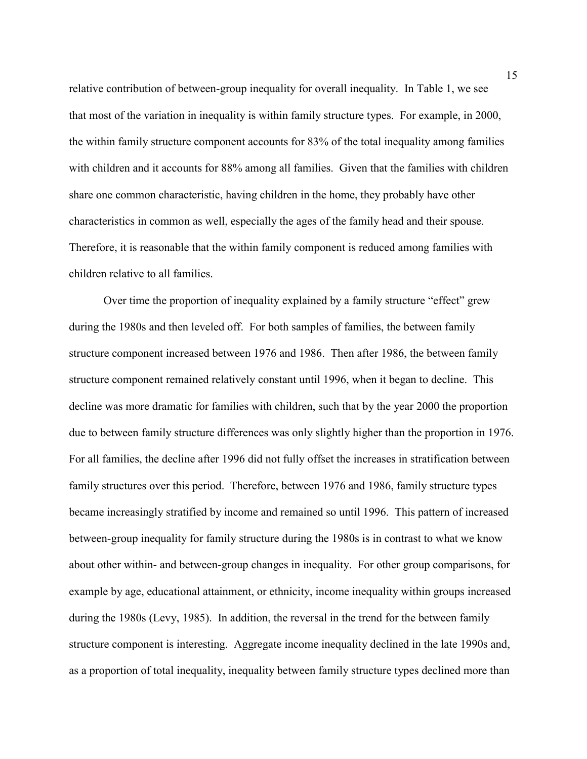relative contribution of between-group inequality for overall inequality. In Table 1, we see that most of the variation in inequality is within family structure types. For example, in 2000, the within family structure component accounts for 83% of the total inequality among families with children and it accounts for 88% among all families. Given that the families with children share one common characteristic, having children in the home, they probably have other characteristics in common as well, especially the ages of the family head and their spouse. Therefore, it is reasonable that the within family component is reduced among families with children relative to all families.

Over time the proportion of inequality explained by a family structure "effect" grew during the 1980s and then leveled off. For both samples of families, the between family structure component increased between 1976 and 1986. Then after 1986, the between family structure component remained relatively constant until 1996, when it began to decline. This decline was more dramatic for families with children, such that by the year 2000 the proportion due to between family structure differences was only slightly higher than the proportion in 1976. For all families, the decline after 1996 did not fully offset the increases in stratification between family structures over this period. Therefore, between 1976 and 1986, family structure types became increasingly stratified by income and remained so until 1996. This pattern of increased between-group inequality for family structure during the 1980s is in contrast to what we know about other within- and between-group changes in inequality. For other group comparisons, for example by age, educational attainment, or ethnicity, income inequality within groups increased during the 1980s (Levy, 1985). In addition, the reversal in the trend for the between family structure component is interesting. Aggregate income inequality declined in the late 1990s and, as a proportion of total inequality, inequality between family structure types declined more than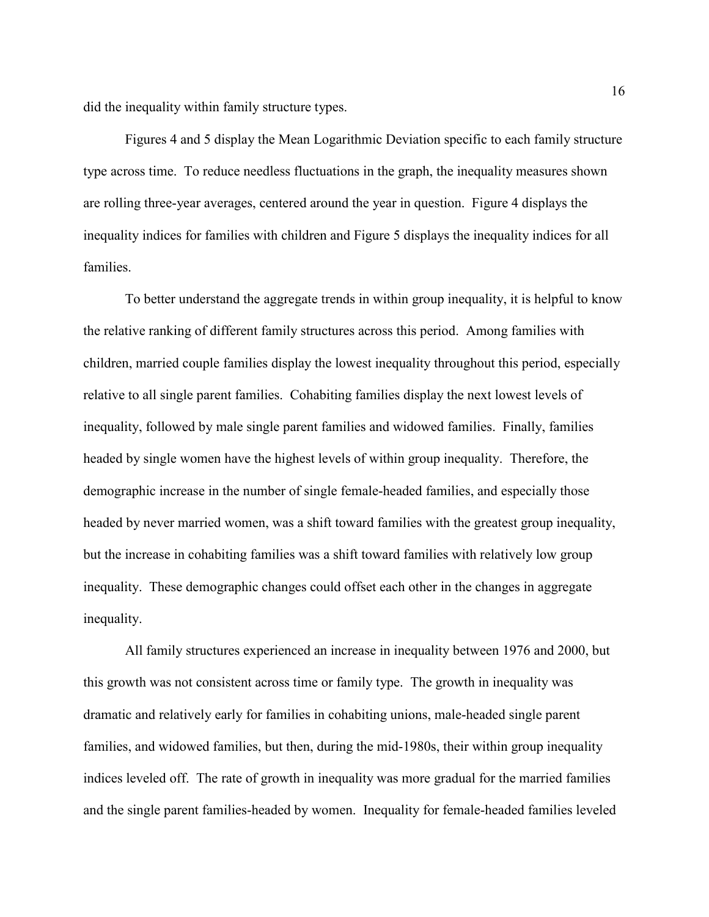did the inequality within family structure types.

Figures 4 and 5 display the Mean Logarithmic Deviation specific to each family structure type across time. To reduce needless fluctuations in the graph, the inequality measures shown are rolling three-year averages, centered around the year in question. Figure 4 displays the inequality indices for families with children and Figure 5 displays the inequality indices for all families.

To better understand the aggregate trends in within group inequality, it is helpful to know the relative ranking of different family structures across this period. Among families with children, married couple families display the lowest inequality throughout this period, especially relative to all single parent families. Cohabiting families display the next lowest levels of inequality, followed by male single parent families and widowed families. Finally, families headed by single women have the highest levels of within group inequality. Therefore, the demographic increase in the number of single female-headed families, and especially those headed by never married women, was a shift toward families with the greatest group inequality, but the increase in cohabiting families was a shift toward families with relatively low group inequality. These demographic changes could offset each other in the changes in aggregate inequality.

All family structures experienced an increase in inequality between 1976 and 2000, but this growth was not consistent across time or family type. The growth in inequality was dramatic and relatively early for families in cohabiting unions, male-headed single parent families, and widowed families, but then, during the mid-1980s, their within group inequality indices leveled off. The rate of growth in inequality was more gradual for the married families and the single parent families-headed by women. Inequality for female-headed families leveled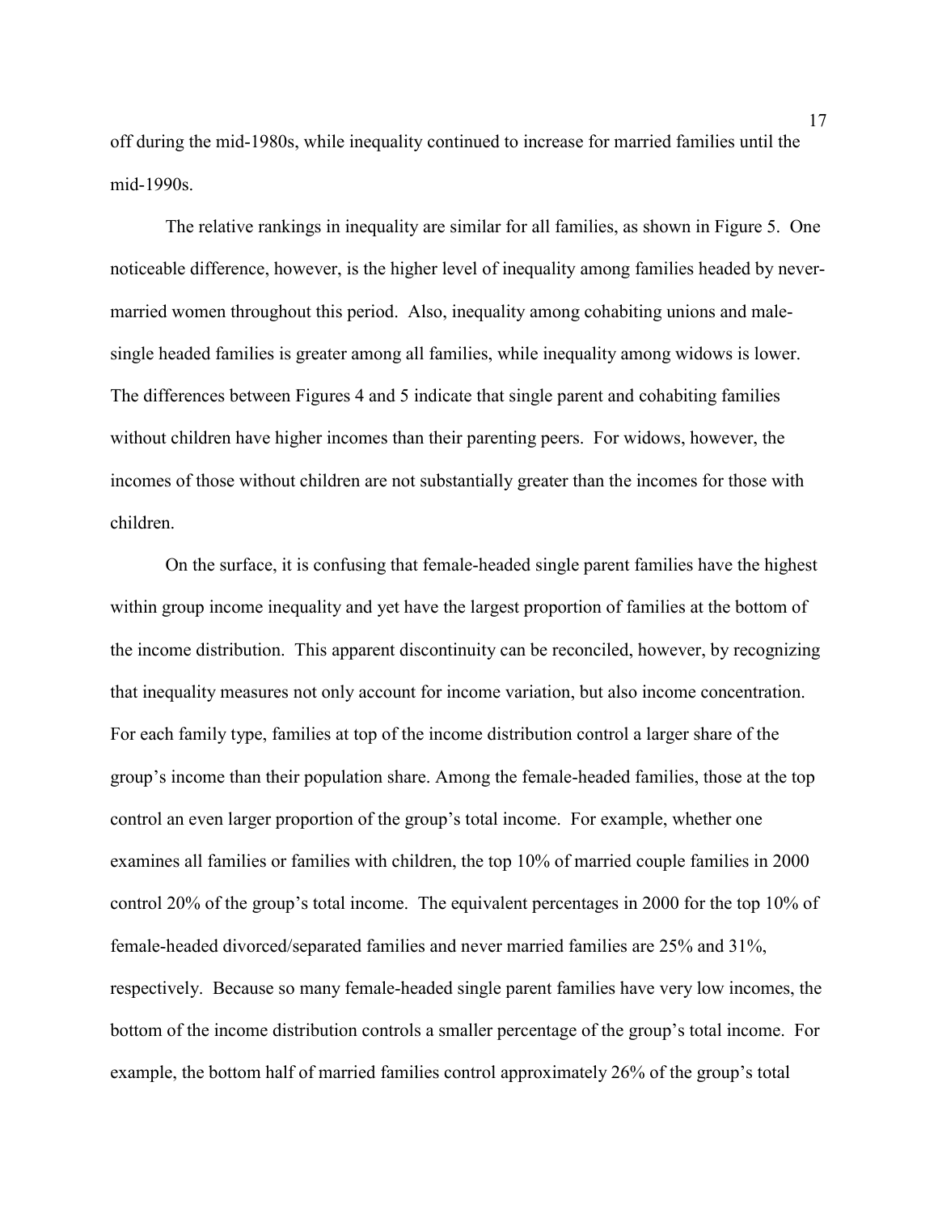off during the mid-1980s, while inequality continued to increase for married families until the mid-1990s.

The relative rankings in inequality are similar for all families, as shown in Figure 5. One noticeable difference, however, is the higher level of inequality among families headed by never-married women throughout this period. Also, inequality among cohabiting unions and male-single headed families is greater among all families, while inequality among widows is lower. The differences between Figures 4 and 5 indicate that single parent and cohabiting families without children have higher incomes than their parenting peers. For widows, however, the incomes of those without children are not substantially greater than the incomes for those with children.

On the surface, it is confusing that female-headed single parent families have the highest within group income inequality and yet have the largest proportion of families at the bottom of the income distribution. This apparent discontinuity can be reconciled, however, by recognizing that inequality measures not only account for income variation, but also income concentration. For each family type, families at top of the income distribution control a larger share of the group's income than their population share. Among the female-headed families, those at the top control an even larger proportion of the group's total income. For example, whether one examines all families or families with children, the top 10% of married couple families in 2000 control 20% of the group's total income. The equivalent percentages in 2000 for the top 10% of female-headed divorced/separated families and never married families are 25% and 31%, respectively. Because so many female-headed single parent families have very low incomes, the bottom of the income distribution controls a smaller percentage of the group's total income. For example, the bottom half of married families control approximately 26% of the group's total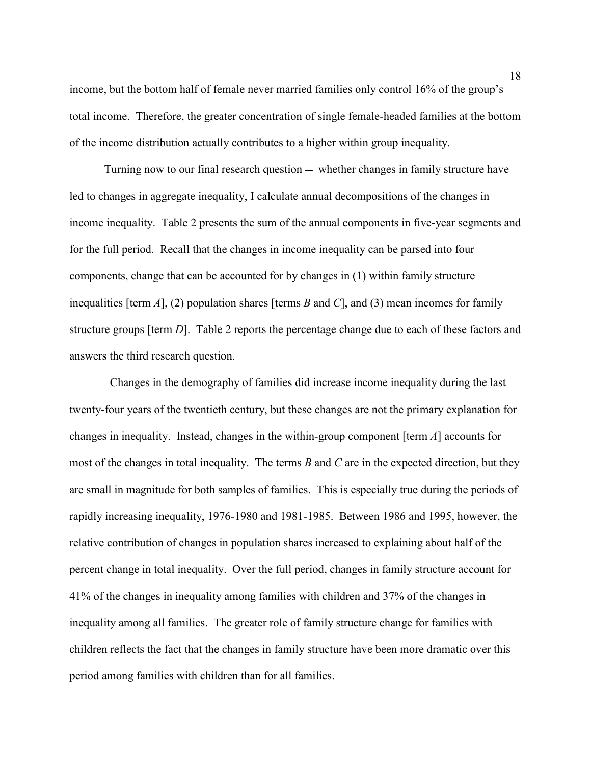income, but the bottom half of female never married families only control 16% of the group's total income. Therefore, the greater concentration of single female-headed families at the bottom of the income distribution actually contributes to a higher within group inequality.

Turning now to our final research question — whether changes in family structure have led to changes in aggregate inequality, I calculate annual decompositions of the changes in income inequality. Table 2 presents the sum of the annual components in five-year segments and for the full period. Recall that the changes in income inequality can be parsed into four components, change that can be accounted for by changes in (1) within family structure inequalities [term *A*], (2) population shares [terms *B* and *C*], and (3) mean incomes for family structure groups [term *D*]. Table 2 reports the percentage change due to each of these factors and answers the third research question.

Changes in the demography of families did increase income inequality during the last twenty-four years of the twentieth century, but these changes are not the primary explanation for changes in inequality. Instead, changes in the within-group component [term *A*] accounts for most of the changes in total inequality. The terms *B* and *C* are in the expected direction, but they are small in magnitude for both samples of families. This is especially true during the periods of rapidly increasing inequality, 1976-1980 and 1981-1985. Between 1986 and 1995, however, the relative contribution of changes in population shares increased to explaining about half of the percent change in total inequality. Over the full period, changes in family structure account for 41% of the changes in inequality among families with children and 37% of the changes in inequality among all families. The greater role of family structure change for families with children reflects the fact that the changes in family structure have been more dramatic over this period among families with children than for all families.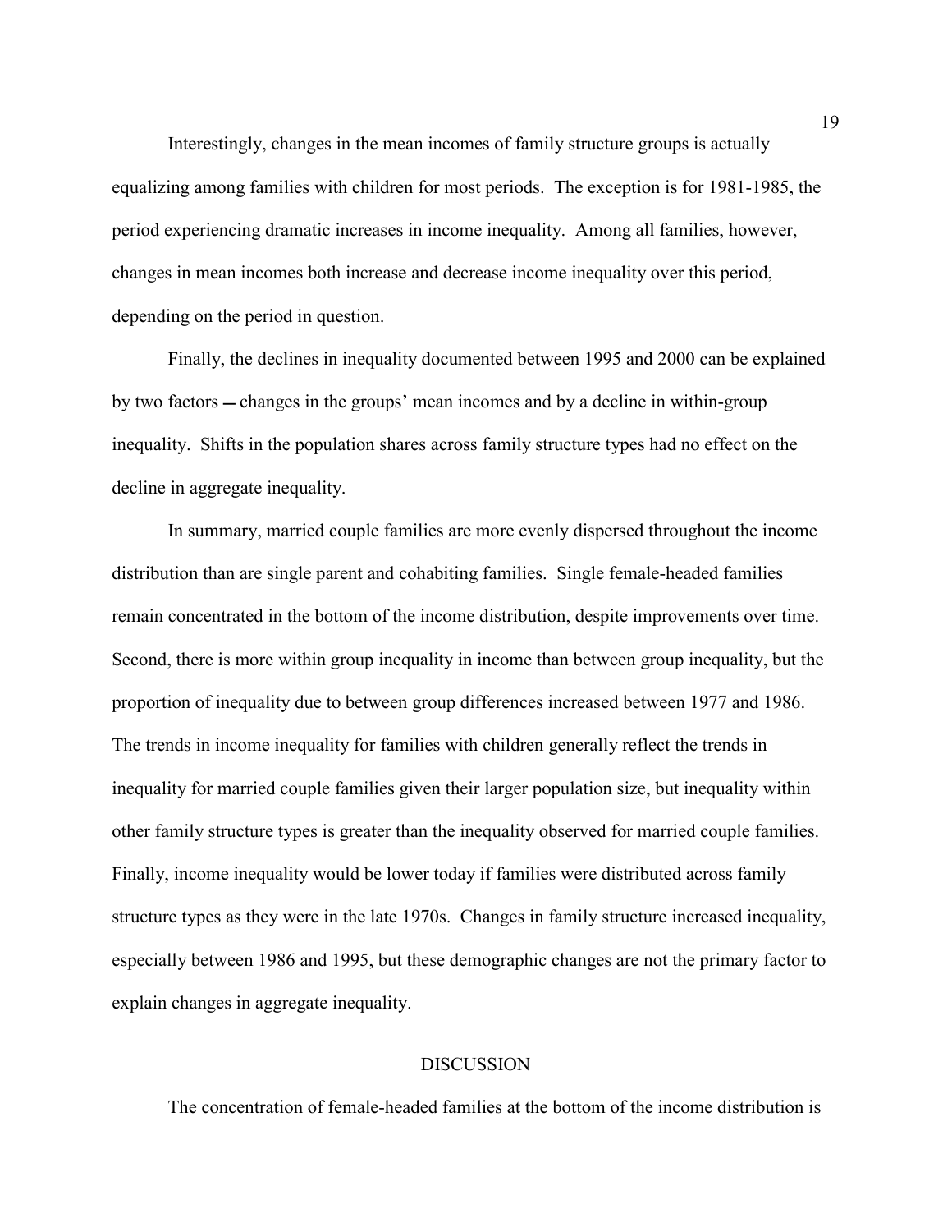Interestingly, changes in the mean incomes of family structure groups is actually equalizing among families with children for most periods. The exception is for 1981-1985, the period experiencing dramatic increases in income inequality. Among all families, however, changes in mean incomes both increase and decrease income inequality over this period, depending on the period in question.

Finally, the declines in inequality documented between 1995 and 2000 can be explained by two factors — changes in the groups' mean incomes and by a decline in within-group inequality. Shifts in the population shares across family structure types had no effect on the decline in aggregate inequality.

In summary, married couple families are more evenly dispersed throughout the income distribution than are single parent and cohabiting families. Single female-headed families remain concentrated in the bottom of the income distribution, despite improvements over time. Second, there is more within group inequality in income than between group inequality, but the proportion of inequality due to between group differences increased between 1977 and 1986. The trends in income inequality for families with children generally reflect the trends in inequality for married couple families given their larger population size, but inequality within other family structure types is greater than the inequality observed for married couple families. Finally, income inequality would be lower today if families were distributed across family structure types as they were in the late 1970s. Changes in family structure increased inequality, especially between 1986 and 1995, but these demographic changes are not the primary factor to explain changes in aggregate inequality.

## DISCUSSION

The concentration of female-headed families at the bottom of the income distribution is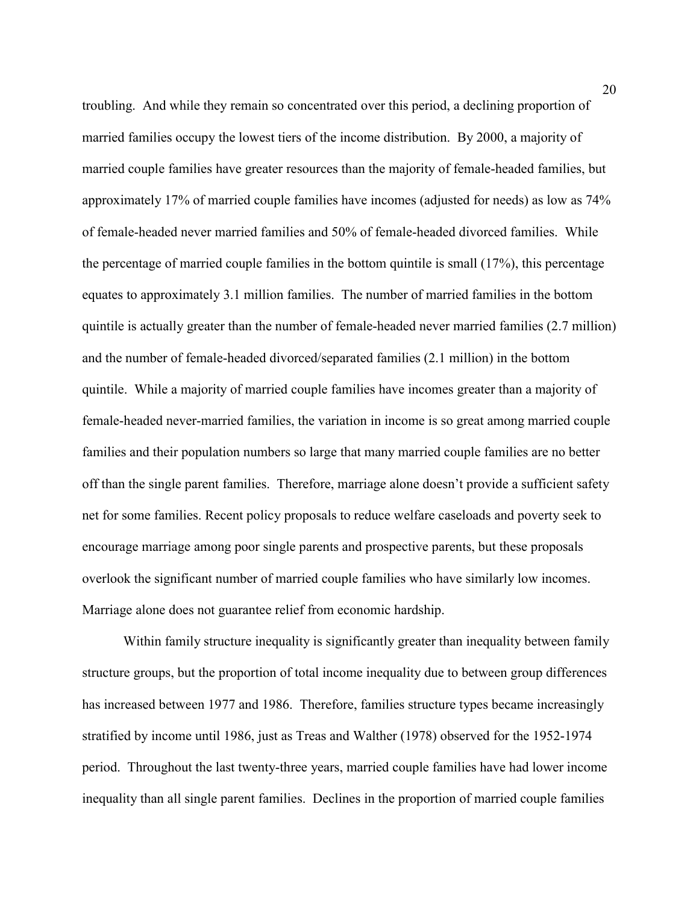troubling. And while they remain so concentrated over this period, a declining proportion of married families occupy the lowest tiers of the income distribution. By 2000, a majority of married couple families have greater resources than the majority of female-headed families, but approximately 17% of married couple families have incomes (adjusted for needs) as low as 74% of female-headed never married families and 50% of female-headed divorced families. While the percentage of married couple families in the bottom quintile is small (17%), this percentage equates to approximately 3.1 million families. The number of married families in the bottom quintile is actually greater than the number of female-headed never married families (2.7 million) and the number of female-headed divorced/separated families (2.1 million) in the bottom quintile. While a majority of married couple families have incomes greater than a majority of female-headed never-married families, the variation in income is so great among married couple families and their population numbers so large that many married couple families are no better off than the single parent families. Therefore, marriage alone doesn't provide a sufficient safety net for some families. Recent policy proposals to reduce welfare caseloads and poverty seek to encourage marriage among poor single parents and prospective parents, but these proposals overlook the significant number of married couple families who have similarly low incomes. Marriage alone does not guarantee relief from economic hardship.

Within family structure inequality is significantly greater than inequality between family structure groups, but the proportion of total income inequality due to between group differences has increased between 1977 and 1986. Therefore, families structure types became increasingly stratified by income until 1986, just as Treas and Walther (1978) observed for the 1952-1974 period. Throughout the last twenty-three years, married couple families have had lower income inequality than all single parent families. Declines in the proportion of married couple families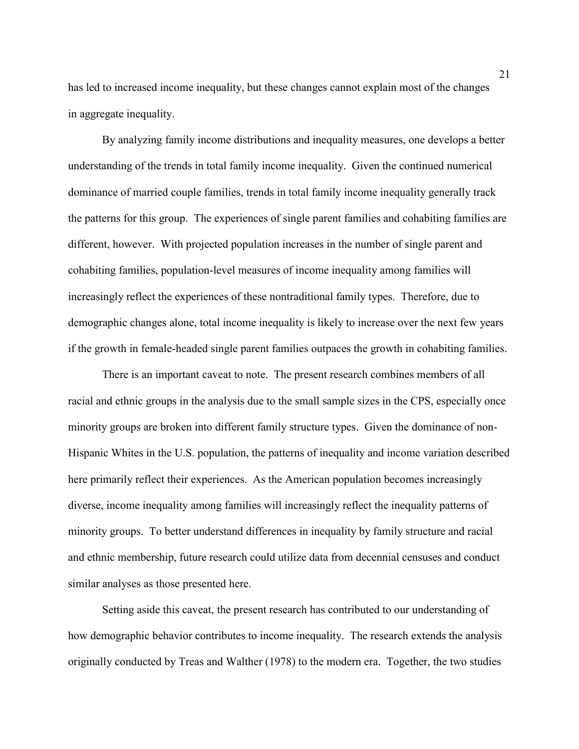has led to increased income inequality, but these changes cannot explain most of the changes in aggregate inequality.

By analyzing family income distributions and inequality measures, one develops a better understanding of the trends in total family income inequality. Given the continued numerical dominance of married couple families, trends in total family income inequality generally track the patterns for this group. The experiences of single parent families and cohabiting families are different, however. With projected population increases in the number of single parent and cohabiting families, population-level measures of income inequality among families will increasingly reflect the experiences of these nontraditional family types. Therefore, due to demographic changes alone, total income inequality is likely to increase over the next few years if the growth in female-headed single parent families outpaces the growth in cohabiting families.

There is an important caveat to note. The present research combines members of all racial and ethnic groups in the analysis due to the small sample sizes in the CPS, especially once minority groups are broken into different family structure types. Given the dominance of non-Hispanic Whites in the U.S. population, the patterns of inequality and income variation described here primarily reflect their experiences. As the American population becomes increasingly diverse, income inequality among families will increasingly reflect the inequality patterns of minority groups. To better understand differences in inequality by family structure and racial and ethnic membership, future research could utilize data from decennial censuses and conduct similar analyses as those presented here.

Setting aside this caveat, the present research has contributed to our understanding of how demographic behavior contributes to income inequality. The research extends the analysis originally conducted by Treas and Walther (1978) to the modern era. Together, the two studies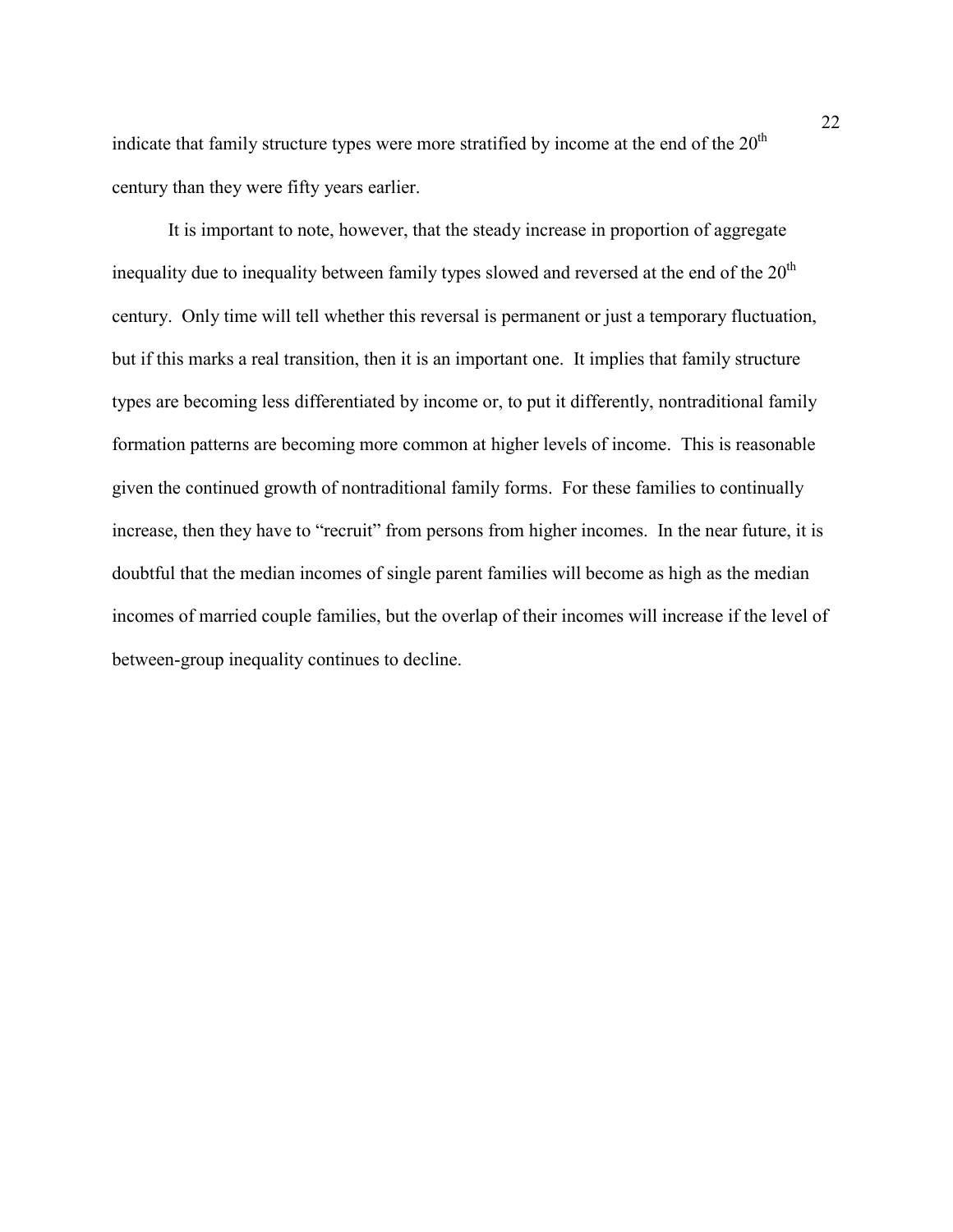indicate that family structure types were more stratified by income at the end of the 20th century than they were fifty years earlier.

It is important to note, however, that the steady increase in proportion of aggregate inequality due to inequality between family types slowed and reversed at the end of the 20th century. Only time will tell whether this reversal is permanent or just a temporary fluctuation, but if this marks a real transition, then it is an important one. It implies that family structure types are becoming less differentiated by income or, to put it differently, nontraditional family formation patterns are becoming more common at higher levels of income. This is reasonable given the continued growth of nontraditional family forms. For these families to continually increase, then they have to "recruit" from persons from higher incomes. In the near future, it is doubtful that the median incomes of single parent families will become as high as the median incomes of married couple families, but the overlap of their incomes will increase if the level of between-group inequality continues to decline.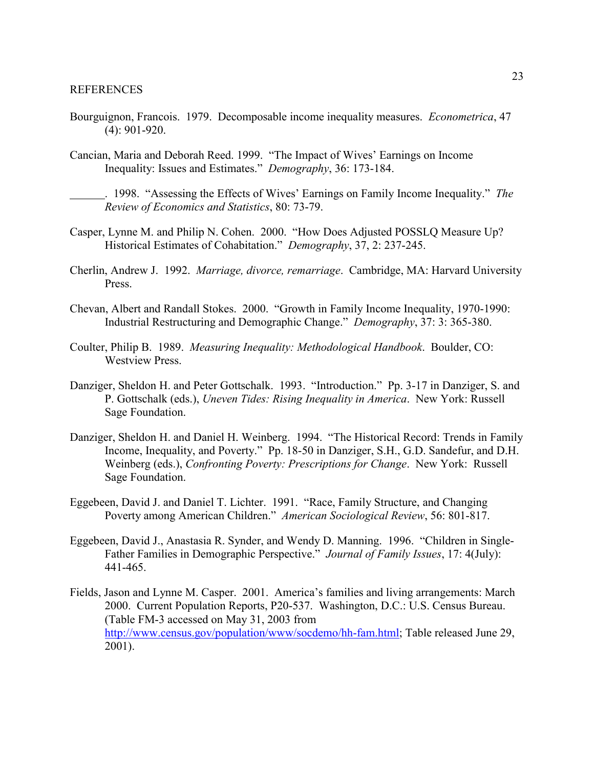REFERENCES

Bourguignon, Francois. 1979. Decomposable income inequality measures. *Econometrica*, 47 (4): 901-920.

Cancian, Maria and Deborah Reed. 1999. "The Impact of Wives' Earnings on Income Inequality: Issues and Estimates." *Demography*, 36: 173-184.

______. 1998. "Assessing the Effects of Wives' Earnings on Family Income Inequality." *The Review of Economics and Statistics*, 80: 73-79.

Casper, Lynne M. and Philip N. Cohen. 2000. "How Does Adjusted POSSLQ Measure Up? Historical Estimates of Cohabitation." *Demography*, 37, 2: 237-245.

Cherlin, Andrew J. 1992. *Marriage, divorce, remarriage*. Cambridge, MA: Harvard University Press.

Chevan, Albert and Randall Stokes. 2000. "Growth in Family Income Inequality, 1970-1990: Industrial Restructuring and Demographic Change." *Demography*, 37: 3: 365-380.

Coulter, Philip B. 1989. *Measuring Inequality: Methodological Handbook*. Boulder, CO: Westview Press.

Danziger, Sheldon H. and Peter Gottschalk. 1993. "Introduction." Pp. 3-17 in Danziger, S. and P. Gottschalk (eds.), *Uneven Tides: Rising Inequality in America*. New York: Russell Sage Foundation.

Danziger, Sheldon H. and Daniel H. Weinberg. 1994. "The Historical Record: Trends in Family Income, Inequality, and Poverty." Pp. 18-50 in Danziger, S.H., G.D. Sandefur, and D.H. Weinberg (eds.), *Confronting Poverty: Prescriptions for Change*. New York: Russell Sage Foundation.

Eggebeen, David J. and Daniel T. Lichter. 1991. "Race, Family Structure, and Changing Poverty among American Children." *American Sociological Review*, 56: 801-817.

Eggebeen, David J., Anastasia R. Synder, and Wendy D. Manning. 1996. "Children in Single-Father Families in Demographic Perspective." *Journal of Family Issues*, 17: 4(July): 441-465.

Fields, Jason and Lynne M. Casper. 2001. America's families and living arrangements: March 2000. Current Population Reports, P20-537. Washington, D.C.: U.S. Census Bureau. (Table FM-3 accessed on May 31, 2003 from http://www.census.gov/population/www/socdemo/hh-fam.html; Table released June 29, 2001).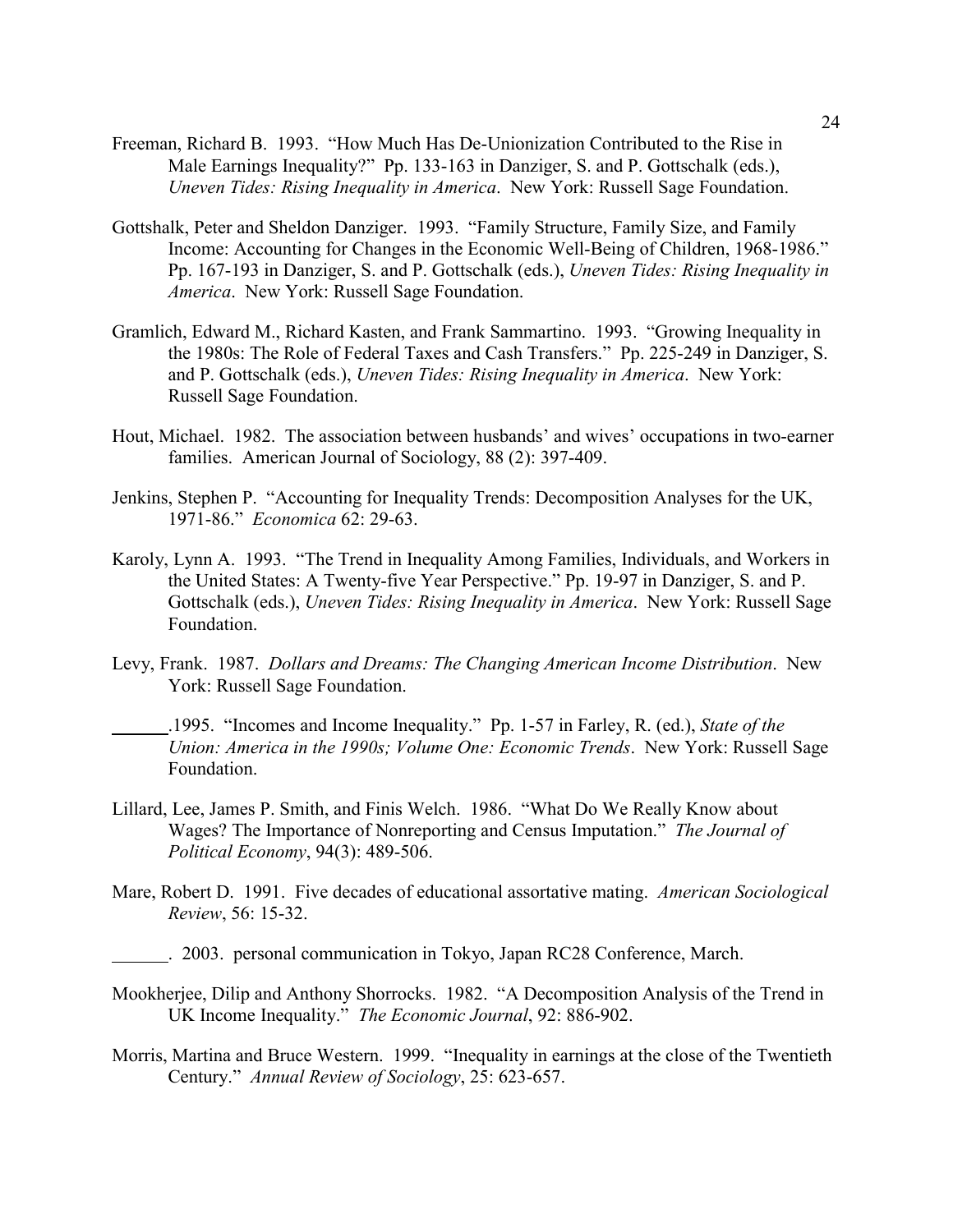Freeman, Richard B. 1993. "How Much Has De-Unionization Contributed to the Rise in Male Earnings Inequality?" Pp. 133-163 in Danziger, S. and P. Gottschalk (eds.), *Uneven Tides: Rising Inequality in America*. New York: Russell Sage Foundation.

Gottshalk, Peter and Sheldon Danziger. 1993. "Family Structure, Family Size, and Family Income: Accounting for Changes in the Economic Well-Being of Children, 1968-1986." Pp. 167-193 in Danziger, S. and P. Gottschalk (eds.), *Uneven Tides: Rising Inequality in America*. New York: Russell Sage Foundation.

Gramlich, Edward M., Richard Kasten, and Frank Sammartino. 1993. "Growing Inequality in the 1980s: The Role of Federal Taxes and Cash Transfers." Pp. 225-249 in Danziger, S. and P. Gottschalk (eds.), *Uneven Tides: Rising Inequality in America*. New York: Russell Sage Foundation.

Hout, Michael. 1982. The association between husbands' and wives' occupations in two-earner families. American Journal of Sociology, 88 (2): 397-409.

Jenkins, Stephen P. "Accounting for Inequality Trends: Decomposition Analyses for the UK, 1971-86." *Economica* 62: 29-63.

Karoly, Lynn A. 1993. "The Trend in Inequality Among Families, Individuals, and Workers in the United States: A Twenty-five Year Perspective." Pp. 19-97 in Danziger, S. and P. Gottschalk (eds.), *Uneven Tides: Rising Inequality in America*. New York: Russell Sage Foundation.

Levy, Frank. 1987. *Dollars and Dreams: The Changing American Income Distribution*. New York: Russell Sage Foundation.

\_\_\_\_\_\_.1995. "Incomes and Income Inequality." Pp. 1-57 in Farley, R. (ed.), *State of the Union: America in the 1990s; Volume One: Economic Trends*. New York: Russell Sage Foundation.

Lillard, Lee, James P. Smith, and Finis Welch. 1986. "What Do We Really Know about Wages? The Importance of Nonreporting and Census Imputation." *The Journal of Political Economy*, 94(3): 489-506.

Mare, Robert D. 1991. Five decades of educational assortative mating. *American Sociological Review*, 56: 15-32.

\_\_\_\_\_\_. 2003. personal communication in Tokyo, Japan RC28 Conference, March.

Mookherjee, Dilip and Anthony Shorrocks. 1982. "A Decomposition Analysis of the Trend in UK Income Inequality." *The Economic Journal*, 92: 886-902.

Morris, Martina and Bruce Western. 1999. "Inequality in earnings at the close of the Twentieth Century." *Annual Review of Sociology*, 25: 623-657.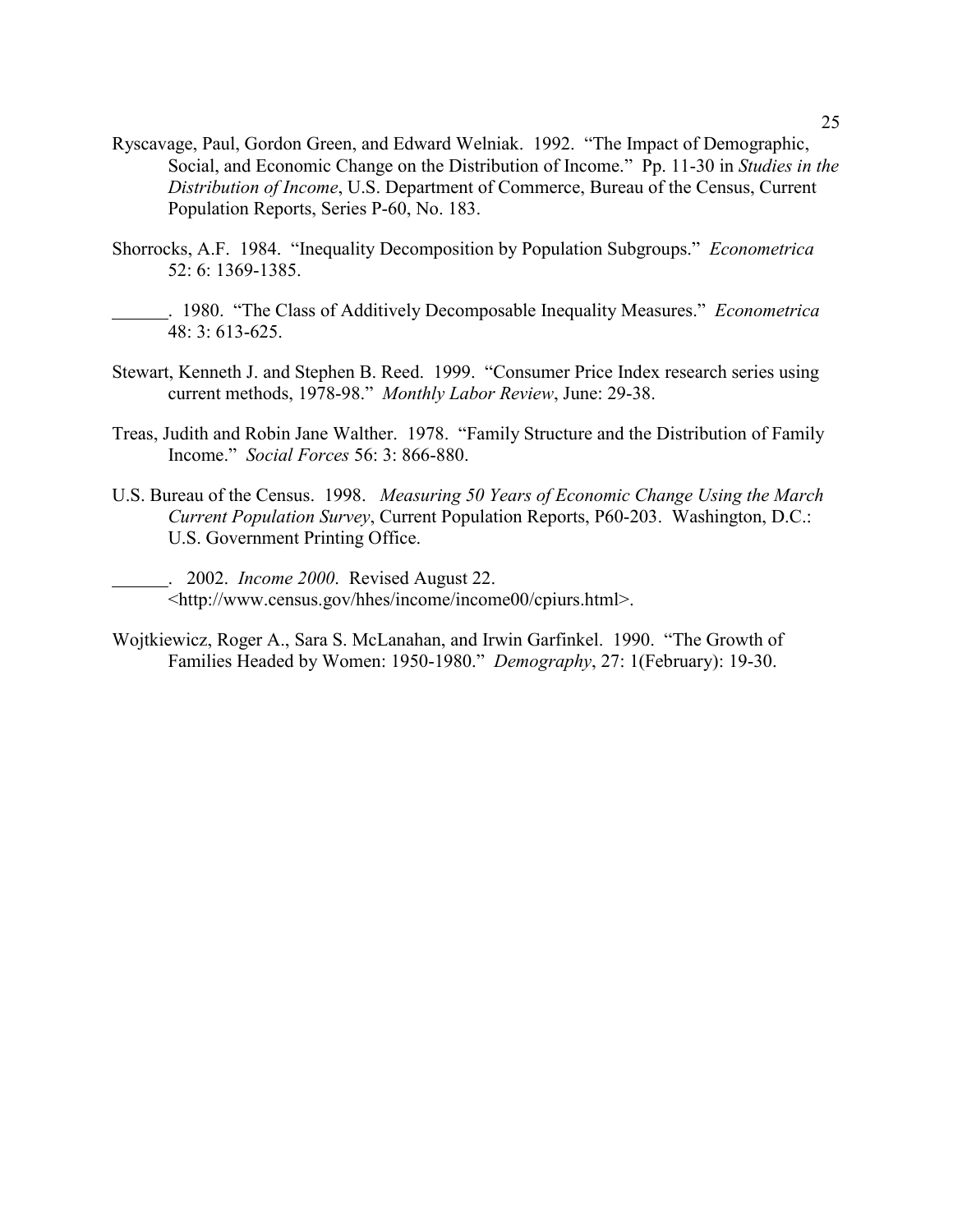Ryscavage, Paul, Gordon Green, and Edward Welniak. 1992. "The Impact of Demographic, Social, and Economic Change on the Distribution of Income." Pp. 11-30 in *Studies in the Distribution of Income*, U.S. Department of Commerce, Bureau of the Census, Current Population Reports, Series P-60, No. 183.

Shorrocks, A.F. 1984. "Inequality Decomposition by Population Subgroups." *Econometrica* 52: 6: 1369-1385.

______. 1980. "The Class of Additively Decomposable Inequality Measures." *Econometrica* 48: 3: 613-625.

Stewart, Kenneth J. and Stephen B. Reed. 1999. "Consumer Price Index research series using current methods, 1978-98." *Monthly Labor Review*, June: 29-38.

Treas, Judith and Robin Jane Walther. 1978. "Family Structure and the Distribution of Family Income." *Social Forces* 56: 3: 866-880.

U.S. Bureau of the Census. 1998. *Measuring 50 Years of Economic Change Using the March Current Population Survey*, Current Population Reports, P60-203. Washington, D.C.: U.S. Government Printing Office.

______. 2002. *Income 2000*. Revised August 22. <http://www.census.gov/hhes/income/income00/cpiurs.html>.

Wojtkiewicz, Roger A., Sara S. McLanahan, and Irwin Garfinkel. 1990. "The Growth of Families Headed by Women: 1950-1980." *Demography*, 27: 1(February): 19-30.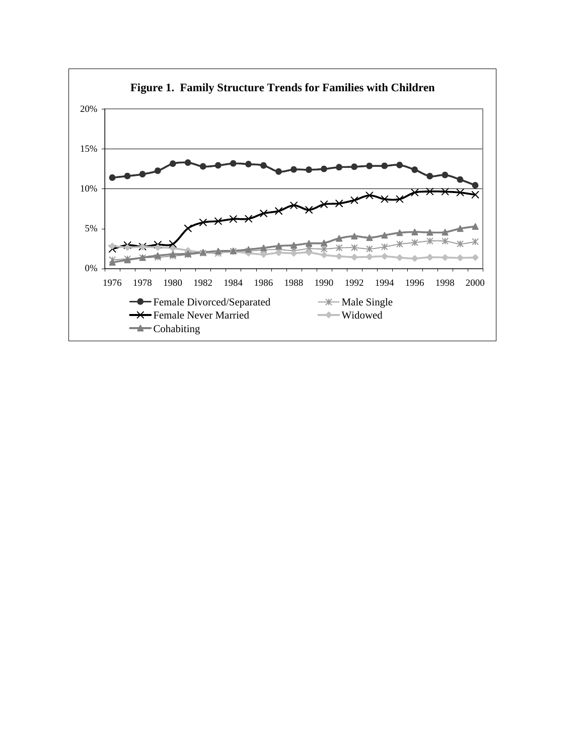**Figure 1. Family Structure Trends for Families with Children**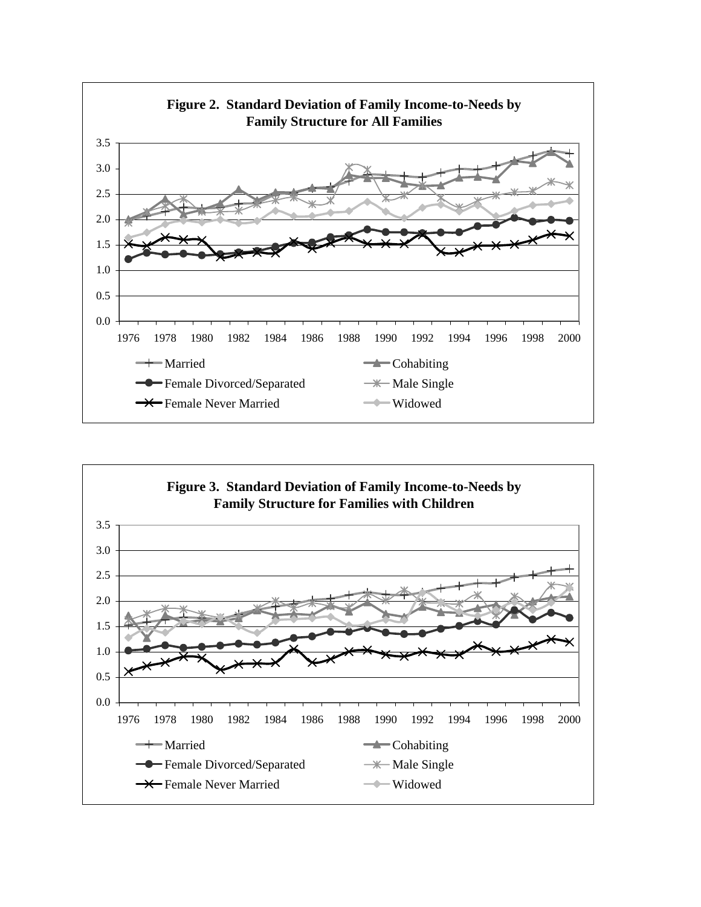**Figure 2. Standard Deviation of Family Income-to-Needs by Family Structure for All Families**

**Figure 3. Standard Deviation of Family Income-to-Needs by Family Structure for Families with Children**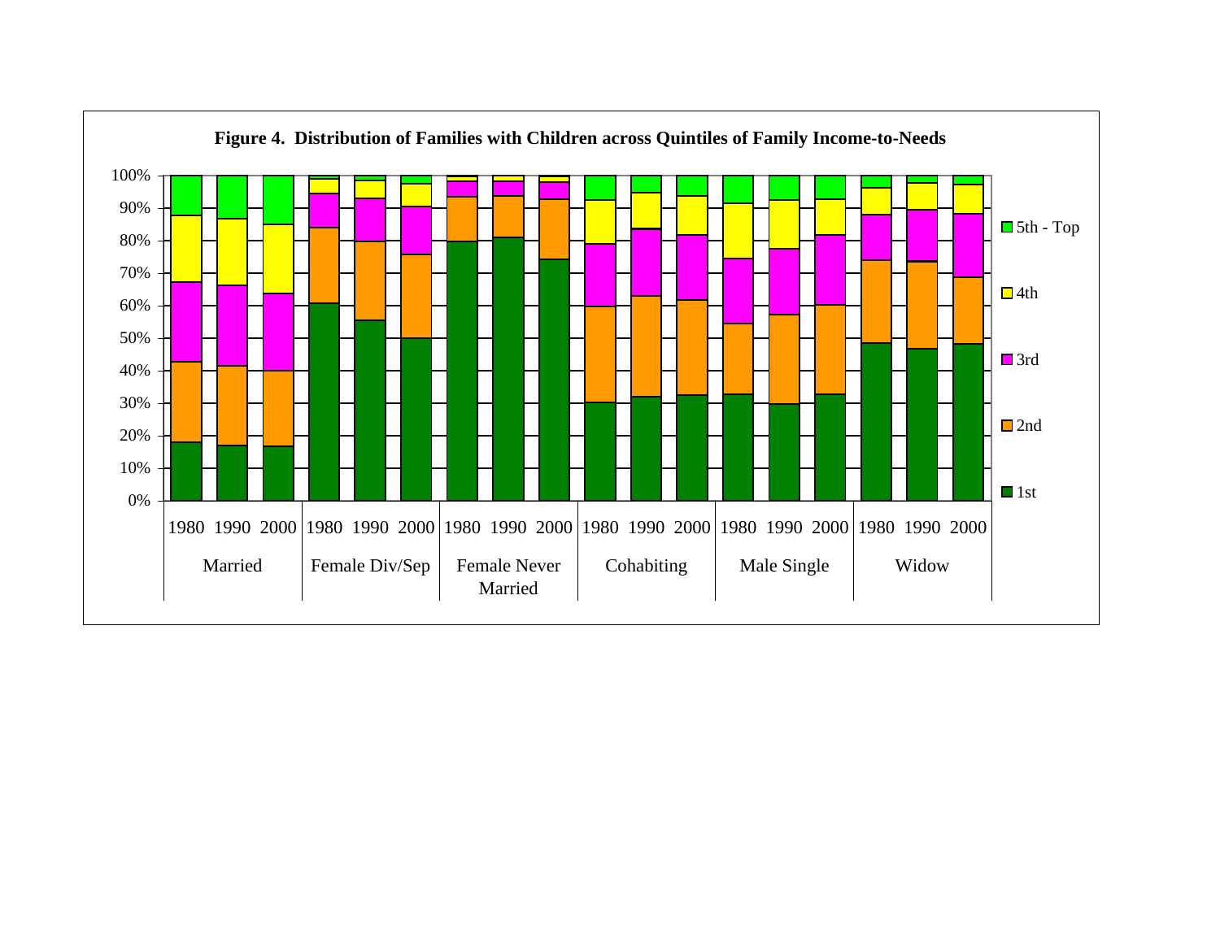**Figure 4. Distribution of Families with Children across Quintiles of Family Income-to-Needs**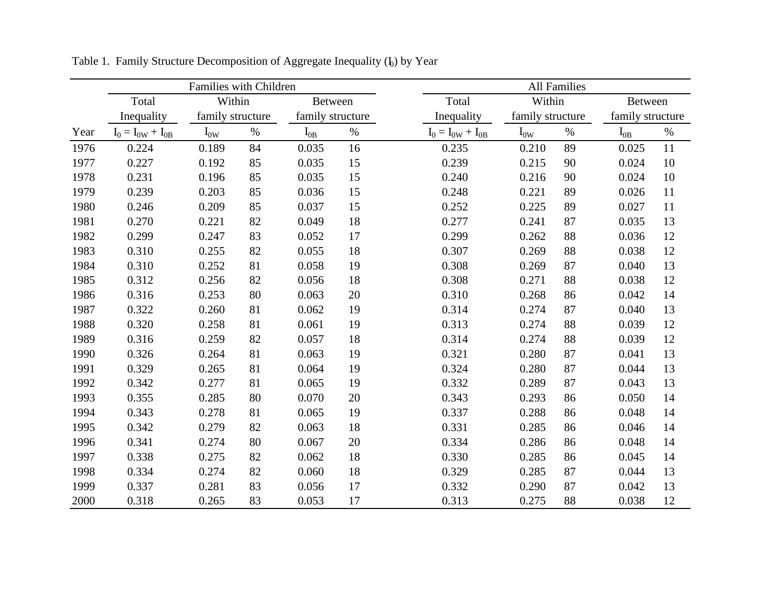Table 1. Family Structure Decomposition of Aggregate Inequality ($I_0$) by Year

| | Families with Children | | | | | All Families | | | | |
|---|---|---|---|---|---|---|---|---|---|---|
| | Total Inequality | Within family structure | | Between family structure | | Total Inequality | Within family structure | | Between family structure | |
| Year | $I_0 = I_{0W} + I_{0B}$ | $I_{0W}$ | % | $I_{0B}$ | % | $I_0 = I_{0W} + I_{0B}$ | $I_{0W}$ | % | $I_{0B}$ | % |
| 1976 | 0.224 | 0.189 | 84 | 0.035 | 16 | 0.235 | 0.210 | 89 | 0.025 | 11 |
| 1977 | 0.227 | 0.192 | 85 | 0.035 | 15 | 0.239 | 0.215 | 90 | 0.024 | 10 |
| 1978 | 0.231 | 0.196 | 85 | 0.035 | 15 | 0.240 | 0.216 | 90 | 0.024 | 10 |
| 1979 | 0.239 | 0.203 | 85 | 0.036 | 15 | 0.248 | 0.221 | 89 | 0.026 | 11 |
| 1980 | 0.246 | 0.209 | 85 | 0.037 | 15 | 0.252 | 0.225 | 89 | 0.027 | 11 |
| 1981 | 0.270 | 0.221 | 82 | 0.049 | 18 | 0.277 | 0.241 | 87 | 0.035 | 13 |
| 1982 | 0.299 | 0.247 | 83 | 0.052 | 17 | 0.299 | 0.262 | 88 | 0.036 | 12 |
| 1983 | 0.310 | 0.255 | 82 | 0.055 | 18 | 0.307 | 0.269 | 88 | 0.038 | 12 |
| 1984 | 0.310 | 0.252 | 81 | 0.058 | 19 | 0.308 | 0.269 | 87 | 0.040 | 13 |
| 1985 | 0.312 | 0.256 | 82 | 0.056 | 18 | 0.308 | 0.271 | 88 | 0.038 | 12 |
| 1986 | 0.316 | 0.253 | 80 | 0.063 | 20 | 0.310 | 0.268 | 86 | 0.042 | 14 |
| 1987 | 0.322 | 0.260 | 81 | 0.062 | 19 | 0.314 | 0.274 | 87 | 0.040 | 13 |
| 1988 | 0.320 | 0.258 | 81 | 0.061 | 19 | 0.313 | 0.274 | 88 | 0.039 | 12 |
| 1989 | 0.316 | 0.259 | 82 | 0.057 | 18 | 0.314 | 0.274 | 88 | 0.039 | 12 |
| 1990 | 0.326 | 0.264 | 81 | 0.063 | 19 | 0.321 | 0.280 | 87 | 0.041 | 13 |
| 1991 | 0.329 | 0.265 | 81 | 0.064 | 19 | 0.324 | 0.280 | 87 | 0.044 | 13 |
| 1992 | 0.342 | 0.277 | 81 | 0.065 | 19 | 0.332 | 0.289 | 87 | 0.043 | 13 |
| 1993 | 0.355 | 0.285 | 80 | 0.070 | 20 | 0.343 | 0.293 | 86 | 0.050 | 14 |
| 1994 | 0.343 | 0.278 | 81 | 0.065 | 19 | 0.337 | 0.288 | 86 | 0.048 | 14 |
| 1995 | 0.342 | 0.279 | 82 | 0.063 | 18 | 0.331 | 0.285 | 86 | 0.046 | 14 |
| 1996 | 0.341 | 0.274 | 80 | 0.067 | 20 | 0.334 | 0.286 | 86 | 0.048 | 14 |
| 1997 | 0.338 | 0.275 | 82 | 0.062 | 18 | 0.330 | 0.285 | 86 | 0.045 | 14 |
| 1998 | 0.334 | 0.274 | 82 | 0.060 | 18 | 0.329 | 0.285 | 87 | 0.044 | 13 |
| 1999 | 0.337 | 0.281 | 83 | 0.056 | 17 | 0.332 | 0.290 | 87 | 0.042 | 13 |
| 2000 | 0.318 | 0.265 | 83 | 0.053 | 17 | 0.313 | 0.275 | 88 | 0.038 | 12 |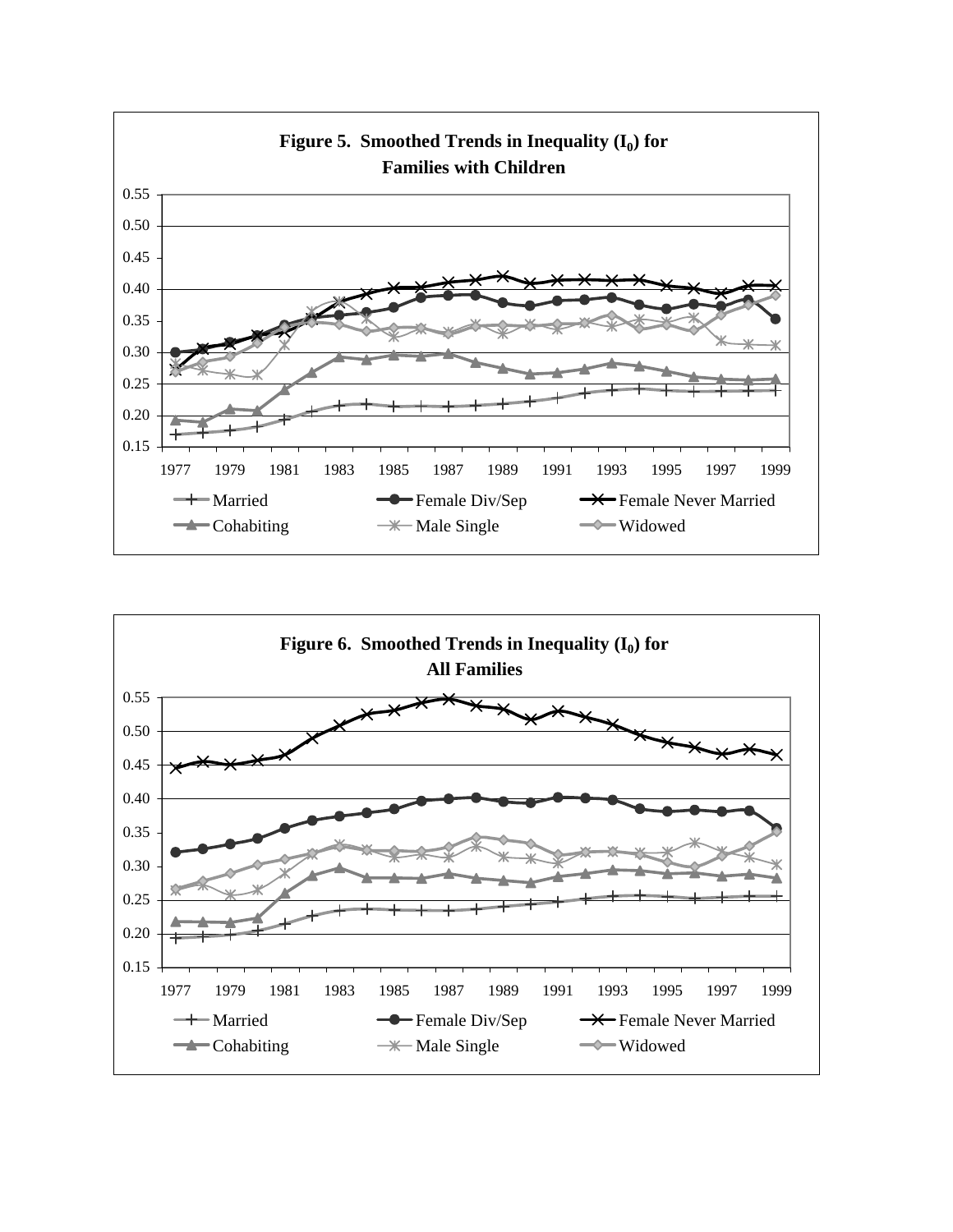**Figure 5. Smoothed Trends in Inequality ($I_0$) for Families with Children**

**Figure 6. Smoothed Trends in Inequality ($I_0$) for All Families**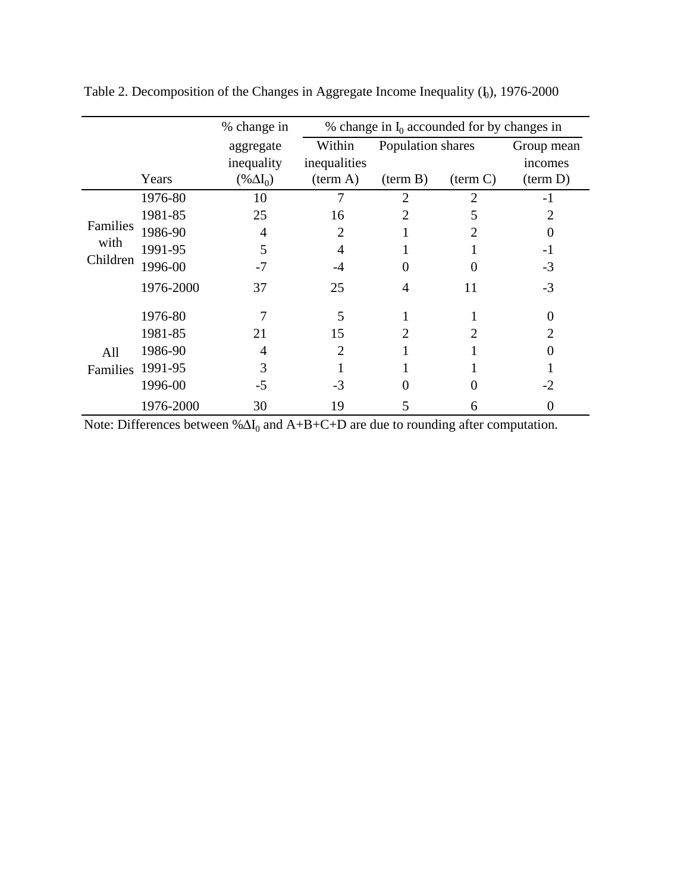Table 2. Decomposition of the Changes in Aggregate Income Inequality ($I_0$), 1976-2000

| | Years | % change in aggregate inequality ($\%\Delta I_0$) | % change in $I_0$ accounted for by changes in | | | |
|---|---|---|---|---|---|---|
| | | | Within inequalities (term A) | Population shares (term B) | Population shares (term C) | Group mean incomes (term D) |
| Families with Children | 1976-80 | 10 | 7 | 2 | 2 | -1 |
| | 1981-85 | 25 | 16 | 2 | 5 | 2 |
| | 1986-90 | 4 | 2 | 1 | 2 | 0 |
| | 1991-95 | 5 | 4 | 1 | 1 | -1 |
| | 1996-00 | -7 | -4 | 0 | 0 | -3 |
| | 1976-2000 | 37 | 25 | 4 | 11 | -3 |
| All Families | 1976-80 | 7 | 5 | 1 | 1 | 0 |
| | 1981-85 | 21 | 15 | 2 | 2 | 2 |
| | 1986-90 | 4 | 2 | 1 | 1 | 0 |
| | 1991-95 | 3 | 1 | 1 | 1 | 1 |
| | 1996-00 | -5 | -3 | 0 | 0 | -2 |
| | 1976-2000 | 30 | 19 | 5 | 6 | 0 |

Note: Differences between $\%\Delta I_0$ and A+B+C+D are due to rounding after computation.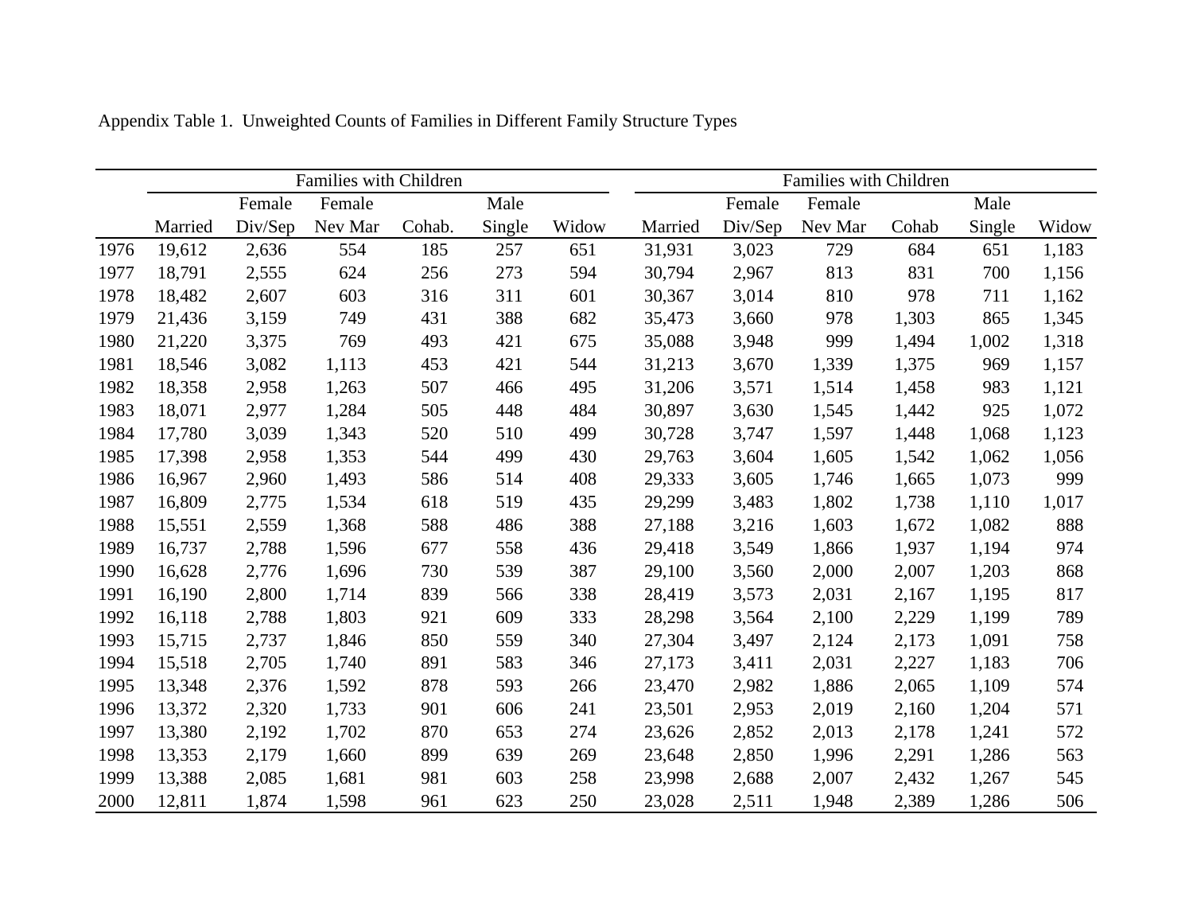Appendix Table 1.  Unweighted Counts of Families in Different Family Structure Types

| | Families with Children | | | | | | Families with Children | | | | | |
|---|---|---|---|---|---|---|---|---|---|---|---|---|
| | Married | Female Div/Sep | Female Nev Mar | Cohab. | Male Single | Widow | Married | Female Div/Sep | Female Nev Mar | Cohab | Male Single | Widow |
| 1976 | 19,612 | 2,636 | 554 | 185 | 257 | 651 | 31,931 | 3,023 | 729 | 684 | 651 | 1,183 |
| 1977 | 18,791 | 2,555 | 624 | 256 | 273 | 594 | 30,794 | 2,967 | 813 | 831 | 700 | 1,156 |
| 1978 | 18,482 | 2,607 | 603 | 316 | 311 | 601 | 30,367 | 3,014 | 810 | 978 | 711 | 1,162 |
| 1979 | 21,436 | 3,159 | 749 | 431 | 388 | 682 | 35,473 | 3,660 | 978 | 1,303 | 865 | 1,345 |
| 1980 | 21,220 | 3,375 | 769 | 493 | 421 | 675 | 35,088 | 3,948 | 999 | 1,494 | 1,002 | 1,318 |
| 1981 | 18,546 | 3,082 | 1,113 | 453 | 421 | 544 | 31,213 | 3,670 | 1,339 | 1,375 | 969 | 1,157 |
| 1982 | 18,358 | 2,958 | 1,263 | 507 | 466 | 495 | 31,206 | 3,571 | 1,514 | 1,458 | 983 | 1,121 |
| 1983 | 18,071 | 2,977 | 1,284 | 505 | 448 | 484 | 30,897 | 3,630 | 1,545 | 1,442 | 925 | 1,072 |
| 1984 | 17,780 | 3,039 | 1,343 | 520 | 510 | 499 | 30,728 | 3,747 | 1,597 | 1,448 | 1,068 | 1,123 |
| 1985 | 17,398 | 2,958 | 1,353 | 544 | 499 | 430 | 29,763 | 3,604 | 1,605 | 1,542 | 1,062 | 1,056 |
| 1986 | 16,967 | 2,960 | 1,493 | 586 | 514 | 408 | 29,333 | 3,605 | 1,746 | 1,665 | 1,073 | 999 |
| 1987 | 16,809 | 2,775 | 1,534 | 618 | 519 | 435 | 29,299 | 3,483 | 1,802 | 1,738 | 1,110 | 1,017 |
| 1988 | 15,551 | 2,559 | 1,368 | 588 | 486 | 388 | 27,188 | 3,216 | 1,603 | 1,672 | 1,082 | 888 |
| 1989 | 16,737 | 2,788 | 1,596 | 677 | 558 | 436 | 29,418 | 3,549 | 1,866 | 1,937 | 1,194 | 974 |
| 1990 | 16,628 | 2,776 | 1,696 | 730 | 539 | 387 | 29,100 | 3,560 | 2,000 | 2,007 | 1,203 | 868 |
| 1991 | 16,190 | 2,800 | 1,714 | 839 | 566 | 338 | 28,419 | 3,573 | 2,031 | 2,167 | 1,195 | 817 |
| 1992 | 16,118 | 2,788 | 1,803 | 921 | 609 | 333 | 28,298 | 3,564 | 2,100 | 2,229 | 1,199 | 789 |
| 1993 | 15,715 | 2,737 | 1,846 | 850 | 559 | 340 | 27,304 | 3,497 | 2,124 | 2,173 | 1,091 | 758 |
| 1994 | 15,518 | 2,705 | 1,740 | 891 | 583 | 346 | 27,173 | 3,411 | 2,031 | 2,227 | 1,183 | 706 |
| 1995 | 13,348 | 2,376 | 1,592 | 878 | 593 | 266 | 23,470 | 2,982 | 1,886 | 2,065 | 1,109 | 574 |
| 1996 | 13,372 | 2,320 | 1,733 | 901 | 606 | 241 | 23,501 | 2,953 | 2,019 | 2,160 | 1,204 | 571 |
| 1997 | 13,380 | 2,192 | 1,702 | 870 | 653 | 274 | 23,626 | 2,852 | 2,013 | 2,178 | 1,241 | 572 |
| 1998 | 13,353 | 2,179 | 1,660 | 899 | 639 | 269 | 23,648 | 2,850 | 1,996 | 2,291 | 1,286 | 563 |
| 1999 | 13,388 | 2,085 | 1,681 | 981 | 603 | 258 | 23,998 | 2,688 | 2,007 | 2,432 | 1,267 | 545 |
| 2000 | 12,811 | 1,874 | 1,598 | 961 | 623 | 250 | 23,028 | 2,511 | 1,948 | 2,389 | 1,286 | 506 |